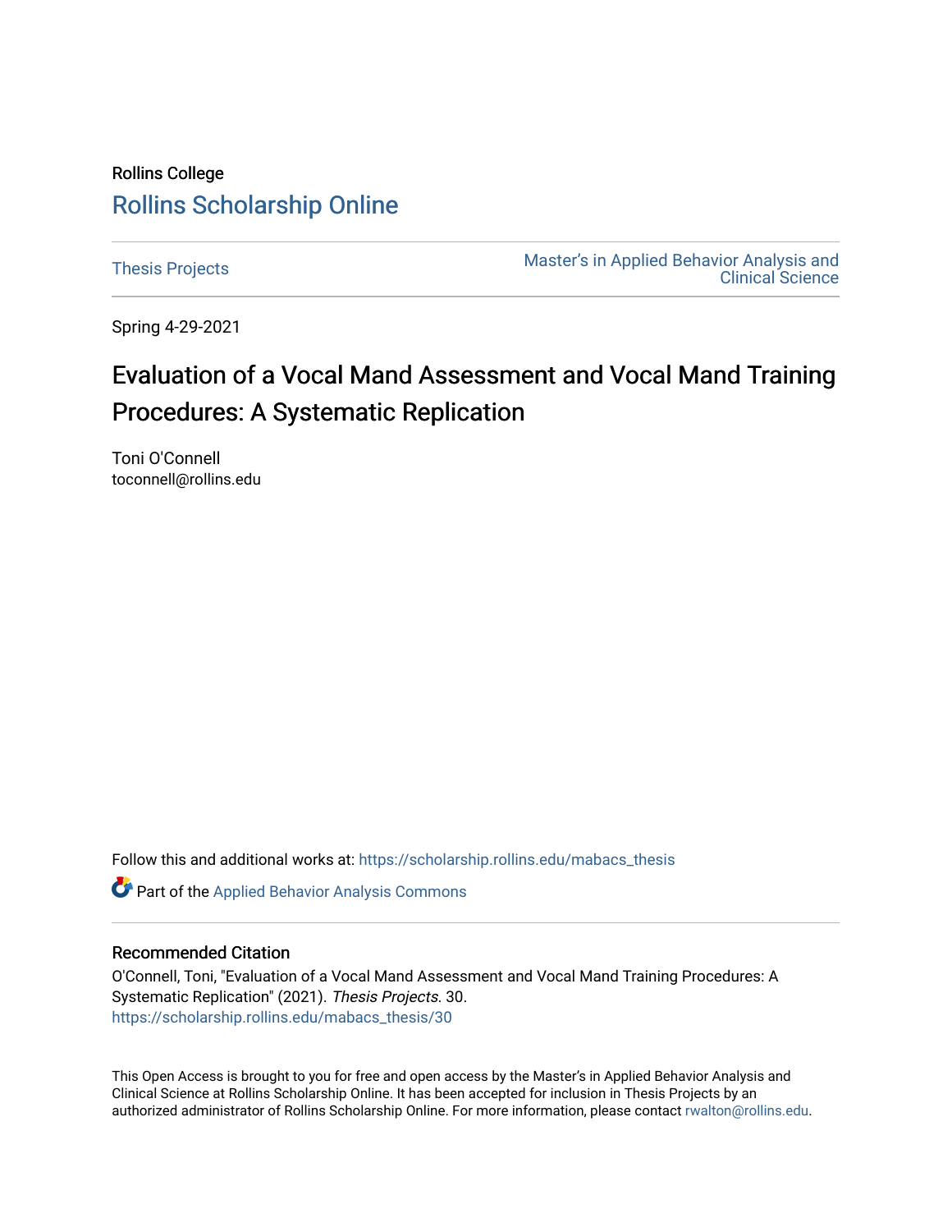Rollins College

# Rollins Scholarship Online

Thesis Projects

Master's in Applied Behavior Analysis and Clinical Science

Spring 4-29-2021

# Evaluation of a Vocal Mand Assessment and Vocal Mand Training Procedures: A Systematic Replication

Toni O'Connell
toconnell@rollins.edu

Follow this and additional works at: https://scholarship.rollins.edu/mabacs_thesis

Part of the Applied Behavior Analysis Commons

## Recommended Citation

O'Connell, Toni, "Evaluation of a Vocal Mand Assessment and Vocal Mand Training Procedures: A Systematic Replication" (2021). *Thesis Projects*. 30.
https://scholarship.rollins.edu/mabacs_thesis/30

This Open Access is brought to you for free and open access by the Master's in Applied Behavior Analysis and Clinical Science at Rollins Scholarship Online. It has been accepted for inclusion in Thesis Projects by an authorized administrator of Rollins Scholarship Online. For more information, please contact rwalton@rollins.edu.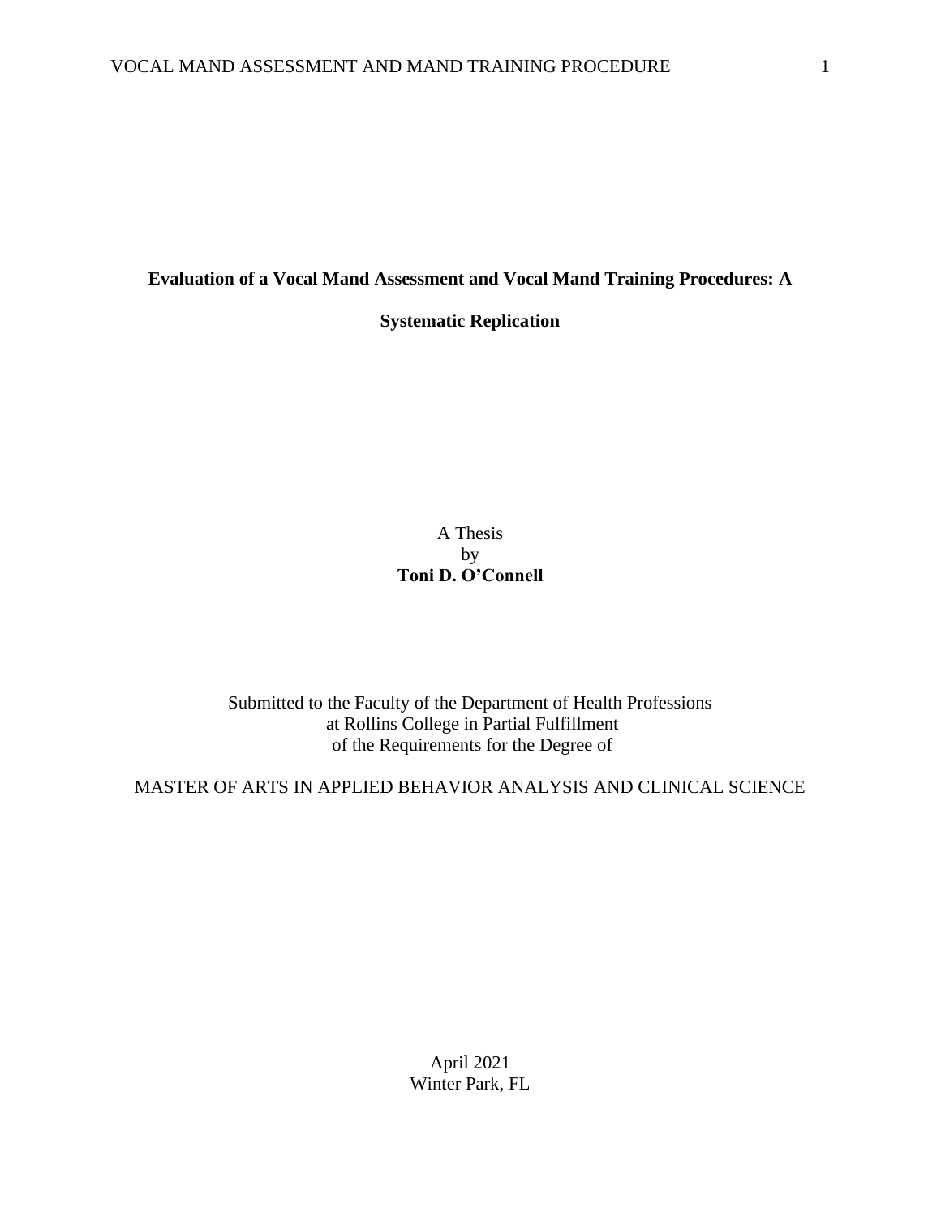**Evaluation of a Vocal Mand Assessment and Vocal Mand Training Procedures: A Systematic Replication**

A Thesis
by
**Toni D. O'Connell**

Submitted to the Faculty of the Department of Health Professions
at Rollins College in Partial Fulfillment
of the Requirements for the Degree of

MASTER OF ARTS IN APPLIED BEHAVIOR ANALYSIS AND CLINICAL SCIENCE

April 2021
Winter Park, FL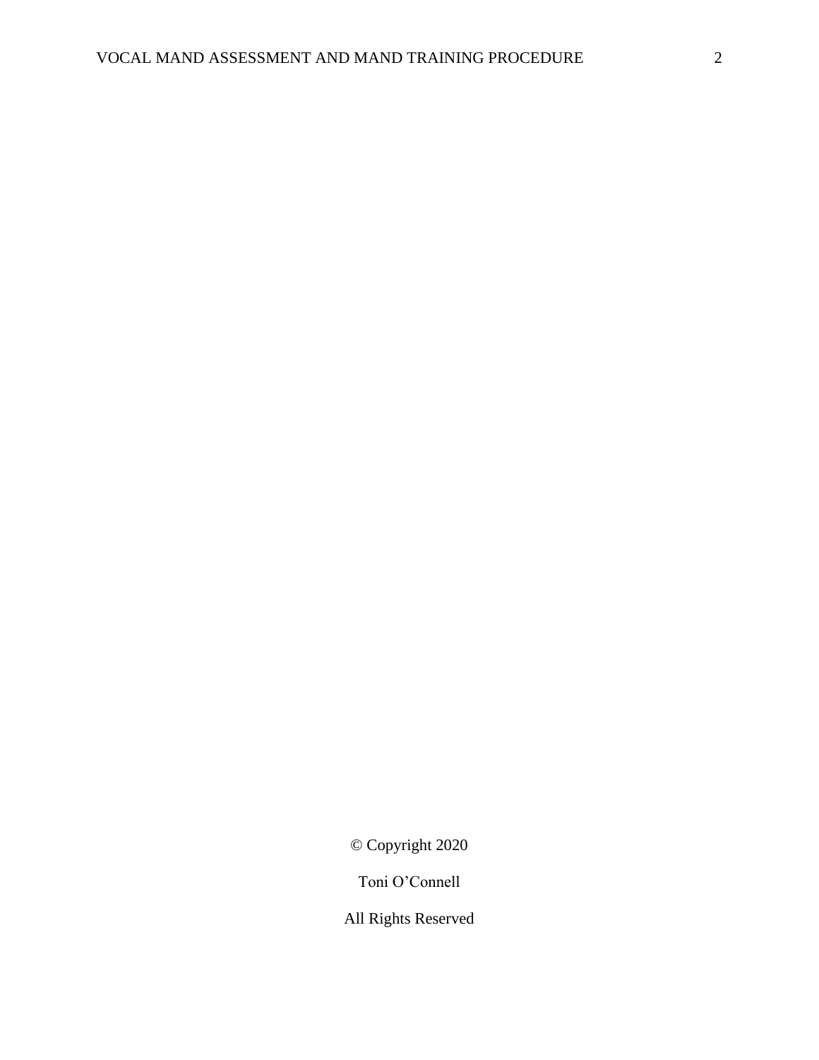© Copyright 2020

Toni O'Connell

All Rights Reserved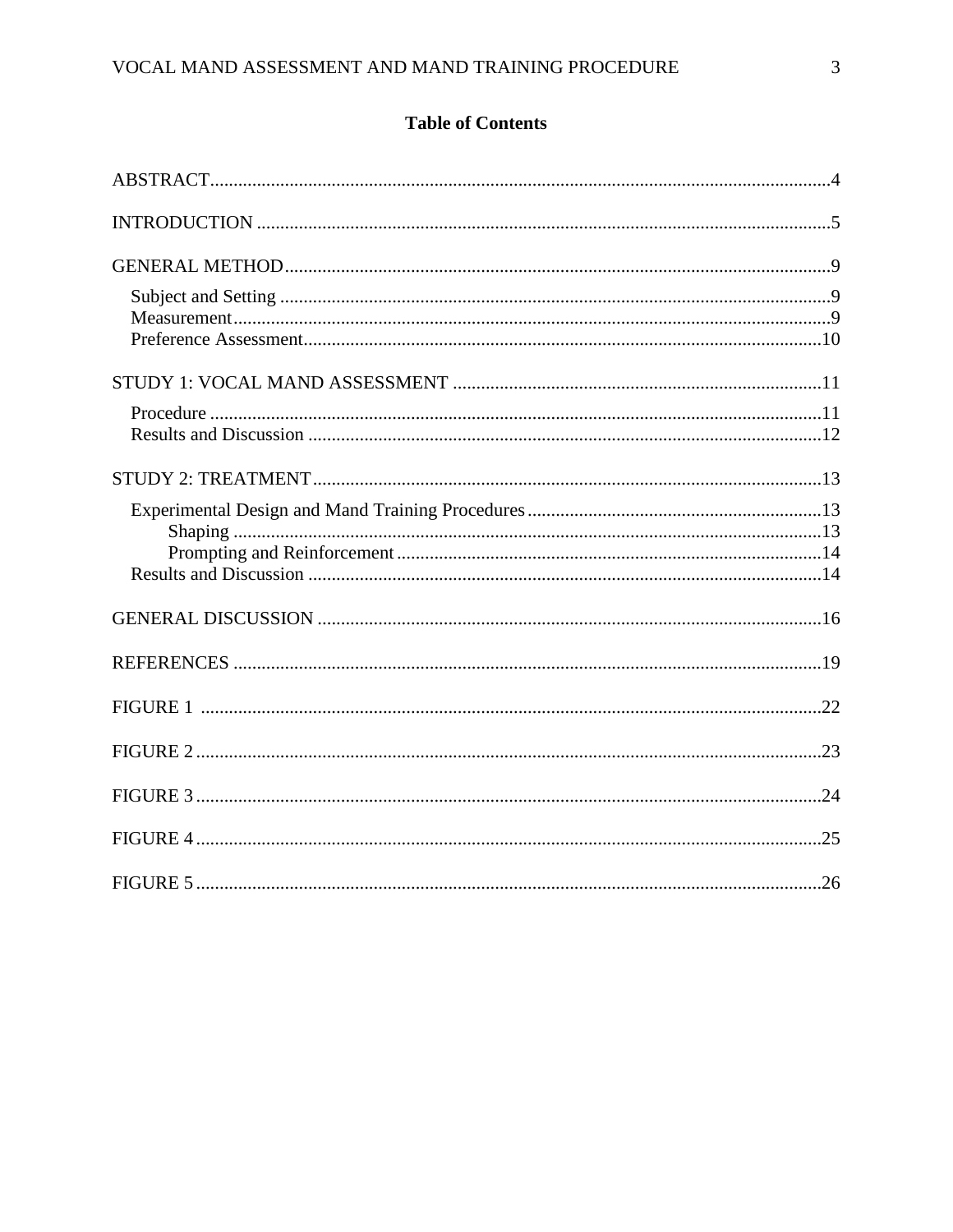# Table of Contents

ABSTRACT....................................................................................................................................4

INTRODUCTION ..........................................................................................................................5

GENERAL METHOD....................................................................................................................9

- Subject and Setting .....................................................................................................................9
- Measurement...............................................................................................................................9
- Preference Assessment..............................................................................................................10

STUDY 1: VOCAL MAND ASSESSMENT ..............................................................................11

- Procedure ..................................................................................................................................11
- Results and Discussion .............................................................................................................12

STUDY 2: TREATMENT............................................................................................................13

- Experimental Design and Mand Training Procedures...............................................................13
  - Shaping ..............................................................................................................................13
  - Prompting and Reinforcement..........................................................................................14
- Results and Discussion .............................................................................................................14

GENERAL DISCUSSION ...........................................................................................................16

REFERENCES .............................................................................................................................19

FIGURE 1 ....................................................................................................................................22

FIGURE 2 .....................................................................................................................................23

FIGURE 3 .....................................................................................................................................24

FIGURE 4 .....................................................................................................................................25

FIGURE 5 .....................................................................................................................................26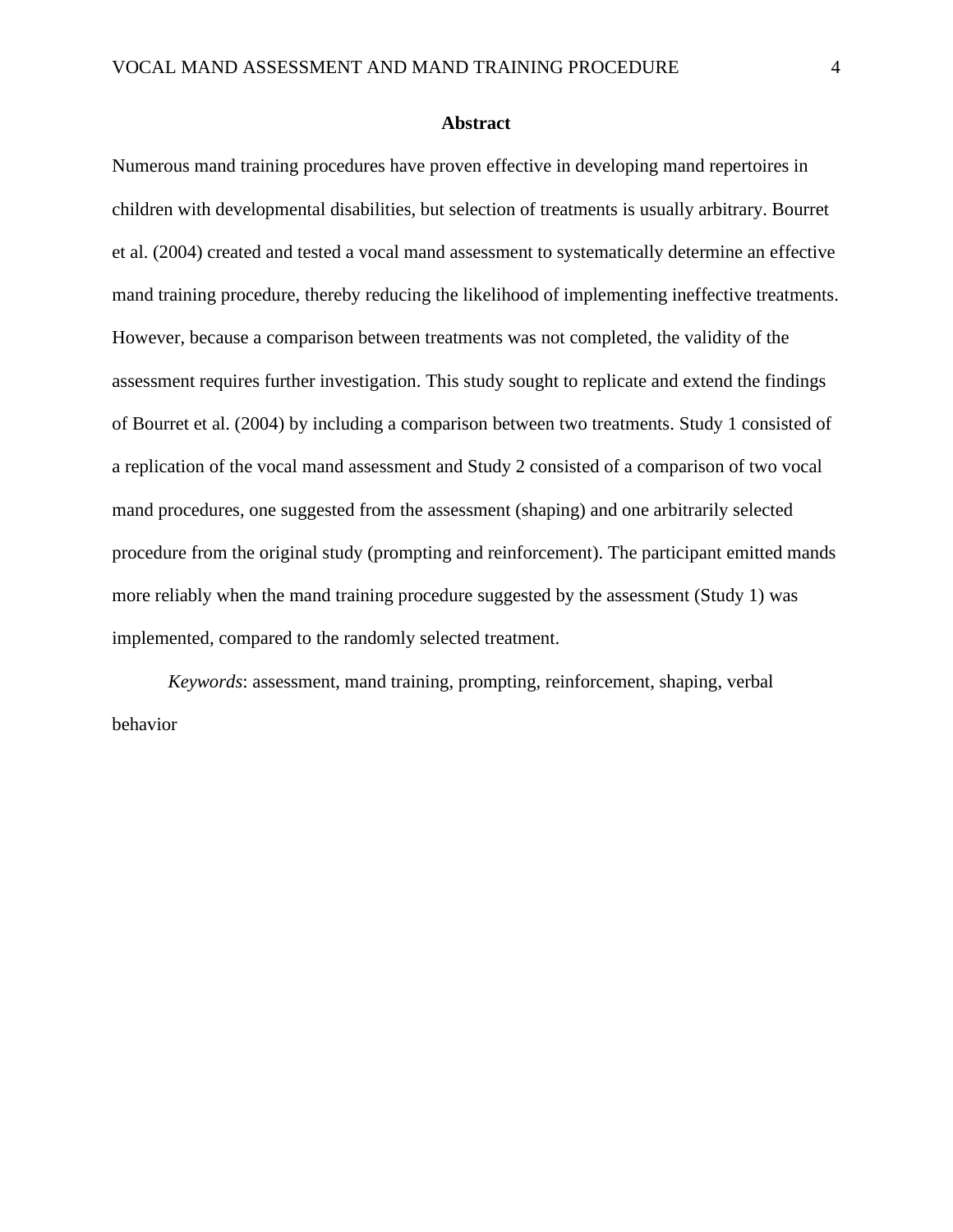## Abstract

Numerous mand training procedures have proven effective in developing mand repertoires in children with developmental disabilities, but selection of treatments is usually arbitrary. Bourret et al. (2004) created and tested a vocal mand assessment to systematically determine an effective mand training procedure, thereby reducing the likelihood of implementing ineffective treatments. However, because a comparison between treatments was not completed, the validity of the assessment requires further investigation. This study sought to replicate and extend the findings of Bourret et al. (2004) by including a comparison between two treatments. Study 1 consisted of a replication of the vocal mand assessment and Study 2 consisted of a comparison of two vocal mand procedures, one suggested from the assessment (shaping) and one arbitrarily selected procedure from the original study (prompting and reinforcement). The participant emitted mands more reliably when the mand training procedure suggested by the assessment (Study 1) was implemented, compared to the randomly selected treatment.

*Keywords*: assessment, mand training, prompting, reinforcement, shaping, verbal behavior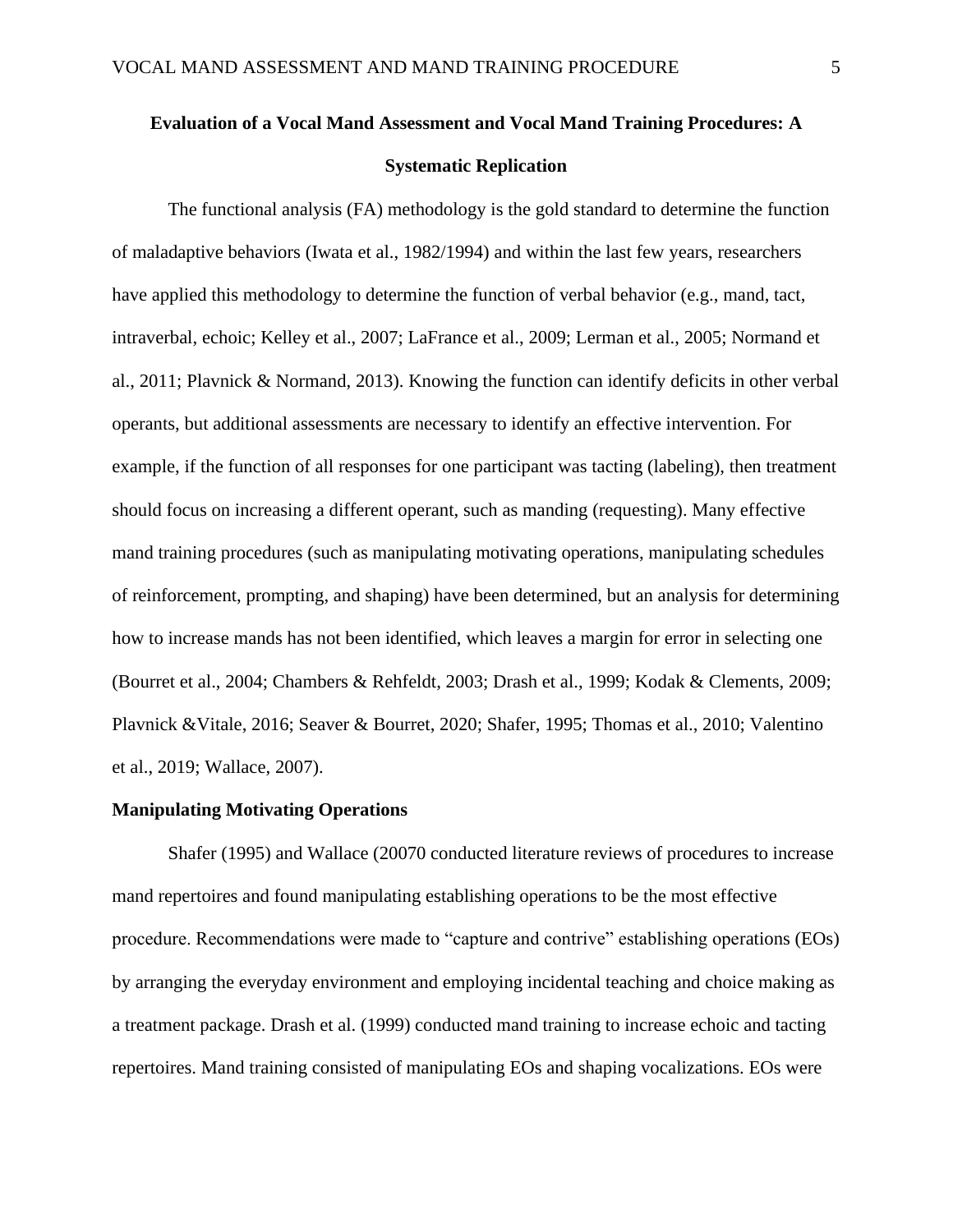**Evaluation of a Vocal Mand Assessment and Vocal Mand Training Procedures: A Systematic Replication**

The functional analysis (FA) methodology is the gold standard to determine the function of maladaptive behaviors (Iwata et al., 1982/1994) and within the last few years, researchers have applied this methodology to determine the function of verbal behavior (e.g., mand, tact, intraverbal, echoic; Kelley et al., 2007; LaFrance et al., 2009; Lerman et al., 2005; Normand et al., 2011; Plavnick & Normand, 2013). Knowing the function can identify deficits in other verbal operants, but additional assessments are necessary to identify an effective intervention. For example, if the function of all responses for one participant was tacting (labeling), then treatment should focus on increasing a different operant, such as manding (requesting). Many effective mand training procedures (such as manipulating motivating operations, manipulating schedules of reinforcement, prompting, and shaping) have been determined, but an analysis for determining how to increase mands has not been identified, which leaves a margin for error in selecting one (Bourret et al., 2004; Chambers & Rehfeldt, 2003; Drash et al., 1999; Kodak & Clements, 2009; Plavnick &Vitale, 2016; Seaver & Bourret, 2020; Shafer, 1995; Thomas et al., 2010; Valentino et al., 2019; Wallace, 2007).

**Manipulating Motivating Operations**

Shafer (1995) and Wallace (20070 conducted literature reviews of procedures to increase mand repertoires and found manipulating establishing operations to be the most effective procedure. Recommendations were made to "capture and contrive" establishing operations (EOs) by arranging the everyday environment and employing incidental teaching and choice making as a treatment package. Drash et al. (1999) conducted mand training to increase echoic and tacting repertoires. Mand training consisted of manipulating EOs and shaping vocalizations. EOs were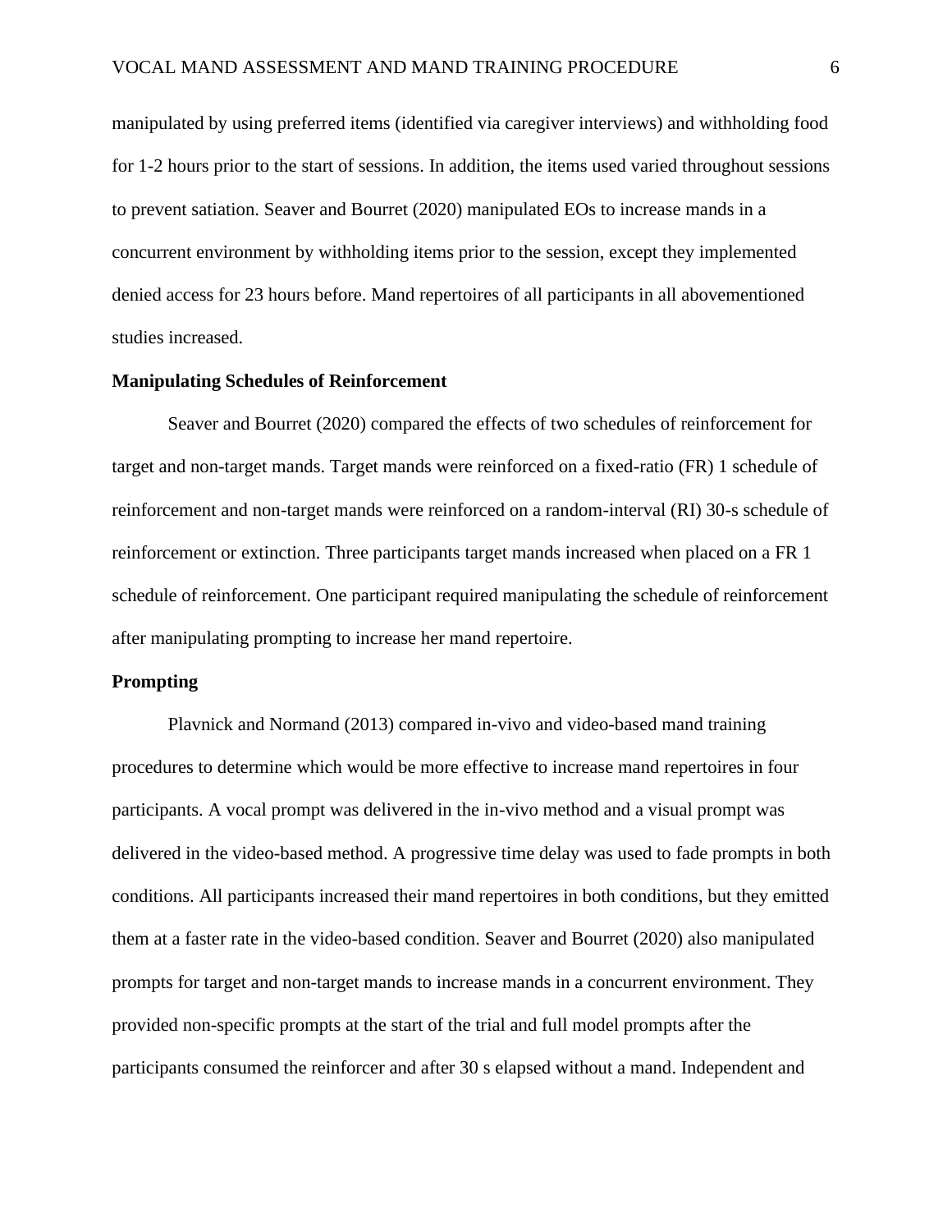manipulated by using preferred items (identified via caregiver interviews) and withholding food for 1-2 hours prior to the start of sessions. In addition, the items used varied throughout sessions to prevent satiation. Seaver and Bourret (2020) manipulated EOs to increase mands in a concurrent environment by withholding items prior to the session, except they implemented denied access for 23 hours before. Mand repertoires of all participants in all abovementioned studies increased.

### Manipulating Schedules of Reinforcement

Seaver and Bourret (2020) compared the effects of two schedules of reinforcement for target and non-target mands. Target mands were reinforced on a fixed-ratio (FR) 1 schedule of reinforcement and non-target mands were reinforced on a random-interval (RI) 30-s schedule of reinforcement or extinction. Three participants target mands increased when placed on a FR 1 schedule of reinforcement. One participant required manipulating the schedule of reinforcement after manipulating prompting to increase her mand repertoire.

### Prompting

Plavnick and Normand (2013) compared in-vivo and video-based mand training procedures to determine which would be more effective to increase mand repertoires in four participants. A vocal prompt was delivered in the in-vivo method and a visual prompt was delivered in the video-based method. A progressive time delay was used to fade prompts in both conditions. All participants increased their mand repertoires in both conditions, but they emitted them at a faster rate in the video-based condition. Seaver and Bourret (2020) also manipulated prompts for target and non-target mands to increase mands in a concurrent environment. They provided non-specific prompts at the start of the trial and full model prompts after the participants consumed the reinforcer and after 30 s elapsed without a mand. Independent and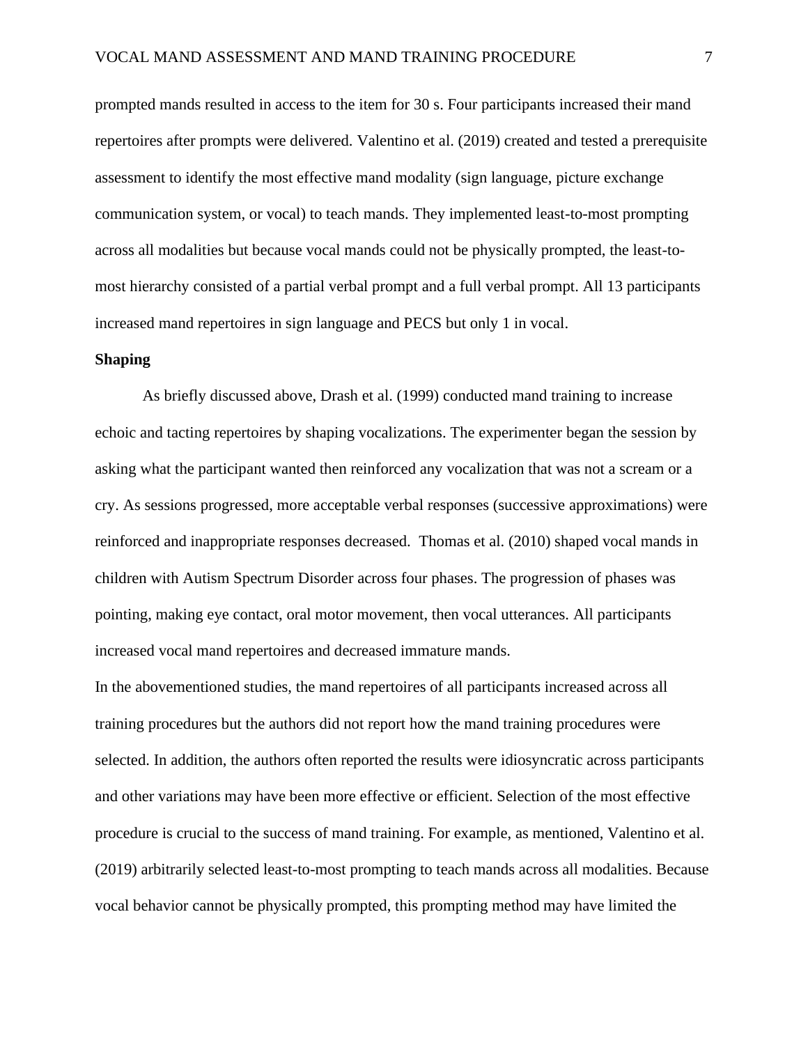prompted mands resulted in access to the item for 30 s. Four participants increased their mand repertoires after prompts were delivered. Valentino et al. (2019) created and tested a prerequisite assessment to identify the most effective mand modality (sign language, picture exchange communication system, or vocal) to teach mands. They implemented least-to-most prompting across all modalities but because vocal mands could not be physically prompted, the least-to-most hierarchy consisted of a partial verbal prompt and a full verbal prompt. All 13 participants increased mand repertoires in sign language and PECS but only 1 in vocal.

**Shaping**

As briefly discussed above, Drash et al. (1999) conducted mand training to increase echoic and tacting repertoires by shaping vocalizations. The experimenter began the session by asking what the participant wanted then reinforced any vocalization that was not a scream or a cry. As sessions progressed, more acceptable verbal responses (successive approximations) were reinforced and inappropriate responses decreased. Thomas et al. (2010) shaped vocal mands in children with Autism Spectrum Disorder across four phases. The progression of phases was pointing, making eye contact, oral motor movement, then vocal utterances. All participants increased vocal mand repertoires and decreased immature mands.

In the abovementioned studies, the mand repertoires of all participants increased across all training procedures but the authors did not report how the mand training procedures were selected. In addition, the authors often reported the results were idiosyncratic across participants and other variations may have been more effective or efficient. Selection of the most effective procedure is crucial to the success of mand training. For example, as mentioned, Valentino et al. (2019) arbitrarily selected least-to-most prompting to teach mands across all modalities. Because vocal behavior cannot be physically prompted, this prompting method may have limited the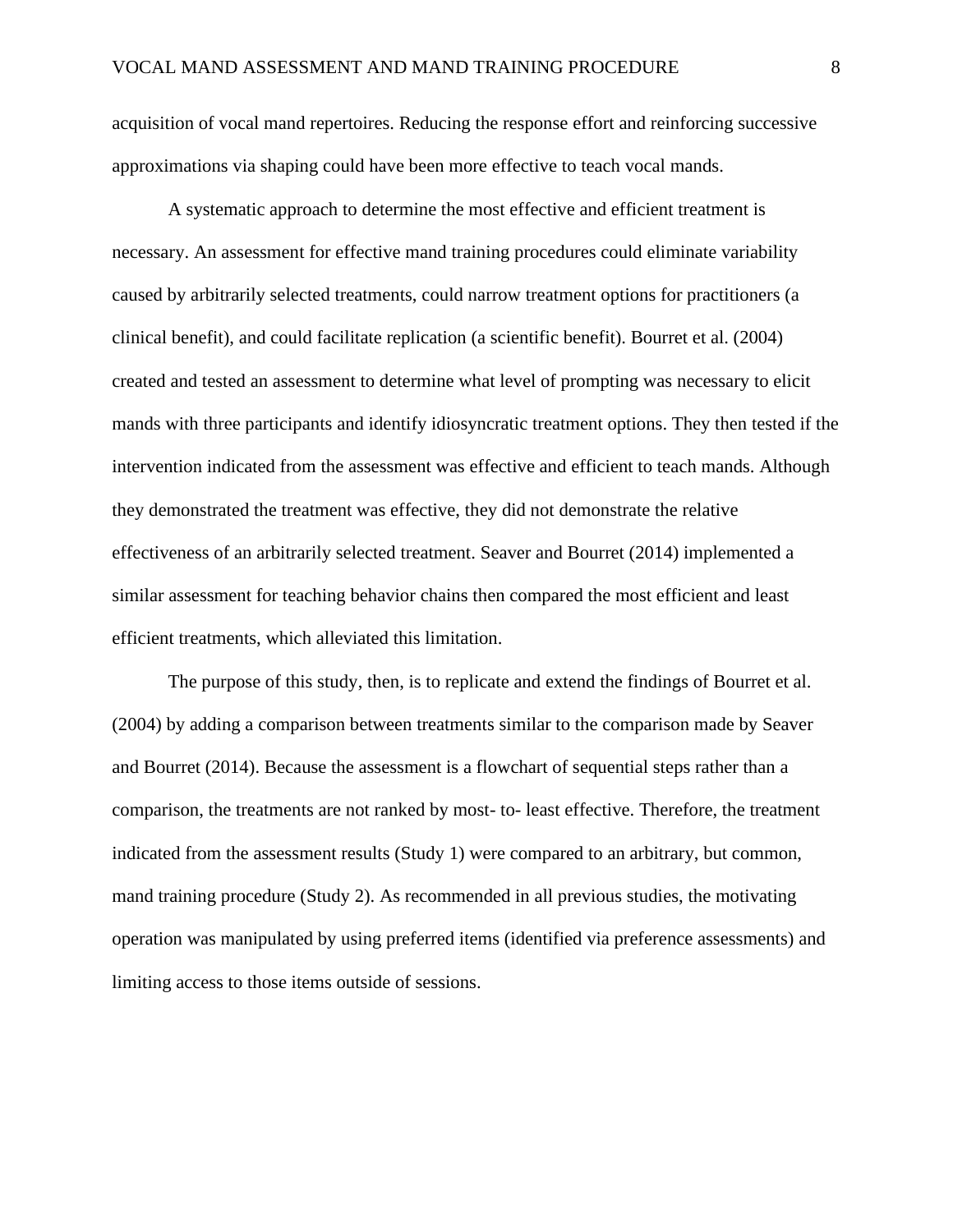acquisition of vocal mand repertoires. Reducing the response effort and reinforcing successive approximations via shaping could have been more effective to teach vocal mands.

A systematic approach to determine the most effective and efficient treatment is necessary. An assessment for effective mand training procedures could eliminate variability caused by arbitrarily selected treatments, could narrow treatment options for practitioners (a clinical benefit), and could facilitate replication (a scientific benefit). Bourret et al. (2004) created and tested an assessment to determine what level of prompting was necessary to elicit mands with three participants and identify idiosyncratic treatment options. They then tested if the intervention indicated from the assessment was effective and efficient to teach mands. Although they demonstrated the treatment was effective, they did not demonstrate the relative effectiveness of an arbitrarily selected treatment. Seaver and Bourret (2014) implemented a similar assessment for teaching behavior chains then compared the most efficient and least efficient treatments, which alleviated this limitation.

The purpose of this study, then, is to replicate and extend the findings of Bourret et al. (2004) by adding a comparison between treatments similar to the comparison made by Seaver and Bourret (2014). Because the assessment is a flowchart of sequential steps rather than a comparison, the treatments are not ranked by most- to- least effective. Therefore, the treatment indicated from the assessment results (Study 1) were compared to an arbitrary, but common, mand training procedure (Study 2). As recommended in all previous studies, the motivating operation was manipulated by using preferred items (identified via preference assessments) and limiting access to those items outside of sessions.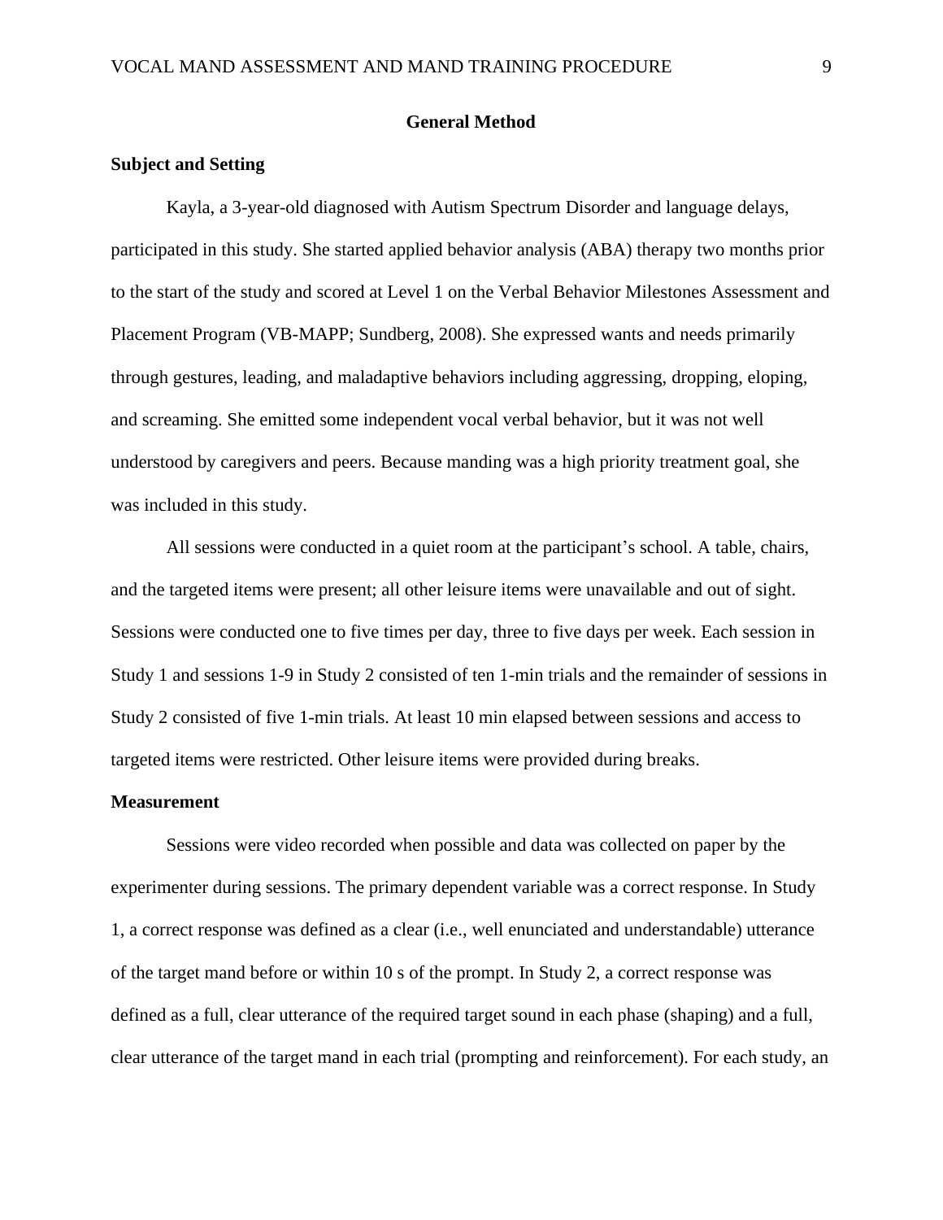# General Method

## Subject and Setting

Kayla, a 3-year-old diagnosed with Autism Spectrum Disorder and language delays, participated in this study. She started applied behavior analysis (ABA) therapy two months prior to the start of the study and scored at Level 1 on the Verbal Behavior Milestones Assessment and Placement Program (VB-MAPP; Sundberg, 2008). She expressed wants and needs primarily through gestures, leading, and maladaptive behaviors including aggressing, dropping, eloping, and screaming. She emitted some independent vocal verbal behavior, but it was not well understood by caregivers and peers. Because manding was a high priority treatment goal, she was included in this study.

All sessions were conducted in a quiet room at the participant's school. A table, chairs, and the targeted items were present; all other leisure items were unavailable and out of sight. Sessions were conducted one to five times per day, three to five days per week. Each session in Study 1 and sessions 1-9 in Study 2 consisted of ten 1-min trials and the remainder of sessions in Study 2 consisted of five 1-min trials. At least 10 min elapsed between sessions and access to targeted items were restricted. Other leisure items were provided during breaks.

## Measurement

Sessions were video recorded when possible and data was collected on paper by the experimenter during sessions. The primary dependent variable was a correct response. In Study 1, a correct response was defined as a clear (i.e., well enunciated and understandable) utterance of the target mand before or within 10 s of the prompt. In Study 2, a correct response was defined as a full, clear utterance of the required target sound in each phase (shaping) and a full, clear utterance of the target mand in each trial (prompting and reinforcement). For each study, an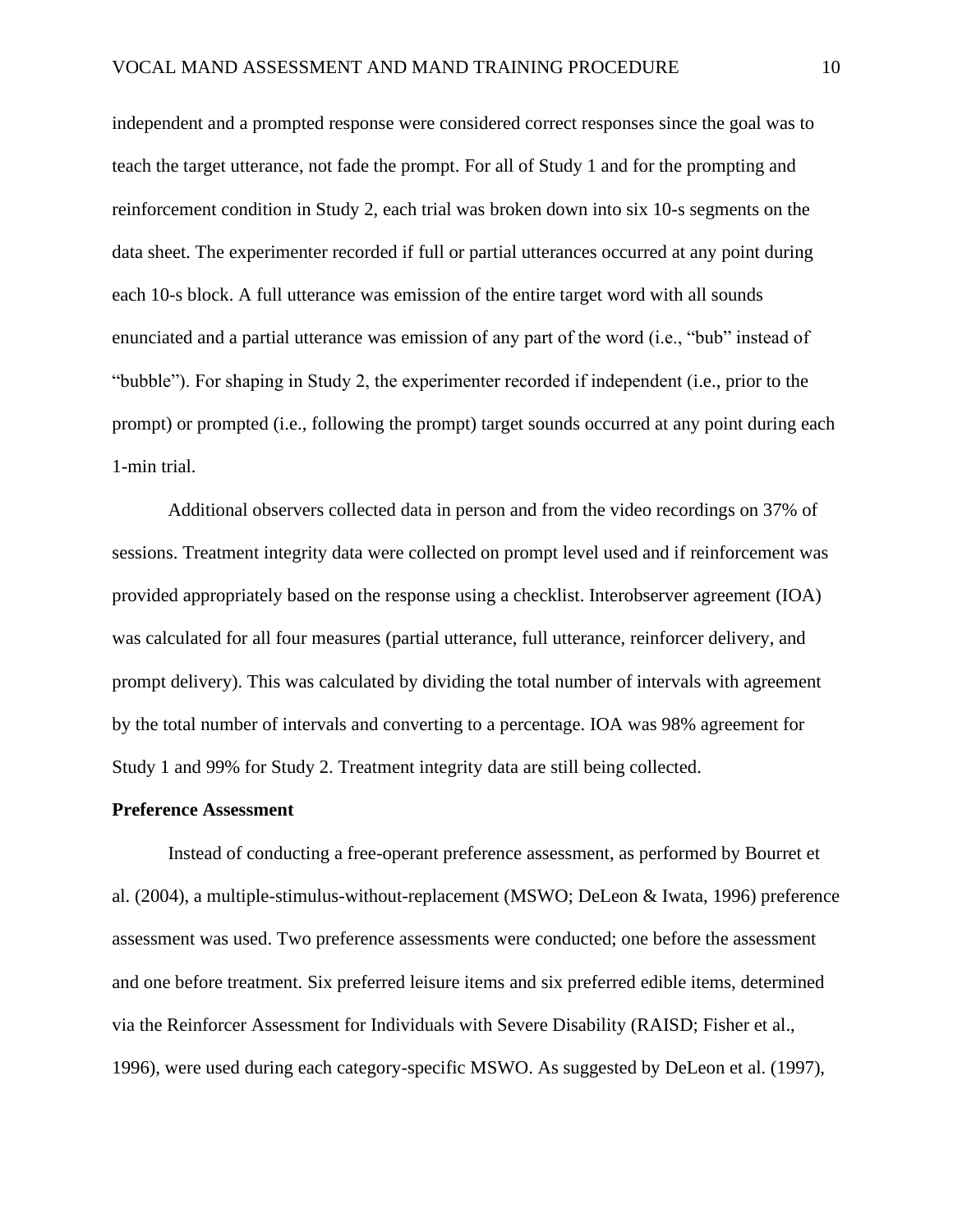independent and a prompted response were considered correct responses since the goal was to teach the target utterance, not fade the prompt. For all of Study 1 and for the prompting and reinforcement condition in Study 2, each trial was broken down into six 10-s segments on the data sheet. The experimenter recorded if full or partial utterances occurred at any point during each 10-s block. A full utterance was emission of the entire target word with all sounds enunciated and a partial utterance was emission of any part of the word (i.e., "bub" instead of "bubble"). For shaping in Study 2, the experimenter recorded if independent (i.e., prior to the prompt) or prompted (i.e., following the prompt) target sounds occurred at any point during each 1-min trial.

Additional observers collected data in person and from the video recordings on 37% of sessions. Treatment integrity data were collected on prompt level used and if reinforcement was provided appropriately based on the response using a checklist. Interobserver agreement (IOA) was calculated for all four measures (partial utterance, full utterance, reinforcer delivery, and prompt delivery). This was calculated by dividing the total number of intervals with agreement by the total number of intervals and converting to a percentage. IOA was 98% agreement for Study 1 and 99% for Study 2. Treatment integrity data are still being collected.

**Preference Assessment**

Instead of conducting a free-operant preference assessment, as performed by Bourret et al. (2004), a multiple-stimulus-without-replacement (MSWO; DeLeon & Iwata, 1996) preference assessment was used. Two preference assessments were conducted; one before the assessment and one before treatment. Six preferred leisure items and six preferred edible items, determined via the Reinforcer Assessment for Individuals with Severe Disability (RAISD; Fisher et al., 1996), were used during each category-specific MSWO. As suggested by DeLeon et al. (1997),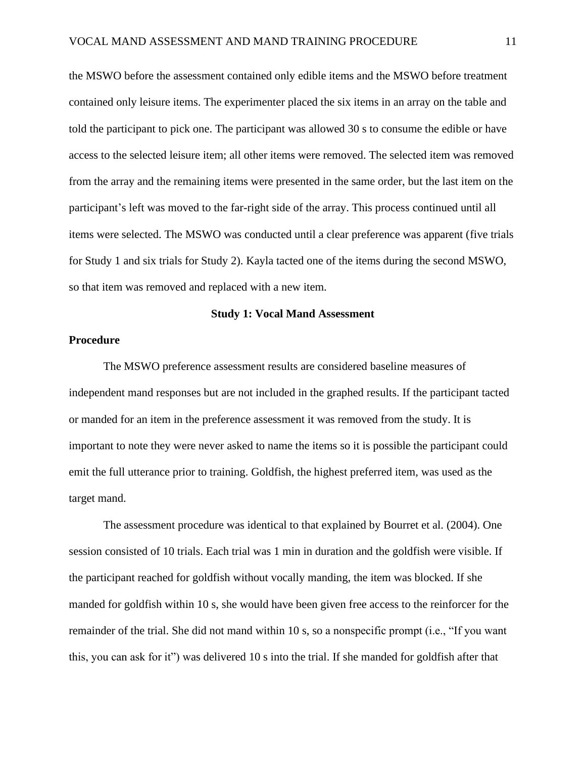the MSWO before the assessment contained only edible items and the MSWO before treatment contained only leisure items. The experimenter placed the six items in an array on the table and told the participant to pick one. The participant was allowed 30 s to consume the edible or have access to the selected leisure item; all other items were removed. The selected item was removed from the array and the remaining items were presented in the same order, but the last item on the participant's left was moved to the far-right side of the array. This process continued until all items were selected. The MSWO was conducted until a clear preference was apparent (five trials for Study 1 and six trials for Study 2). Kayla tacted one of the items during the second MSWO, so that item was removed and replaced with a new item.

## Study 1: Vocal Mand Assessment

### Procedure

The MSWO preference assessment results are considered baseline measures of independent mand responses but are not included in the graphed results. If the participant tacted or manded for an item in the preference assessment it was removed from the study. It is important to note they were never asked to name the items so it is possible the participant could emit the full utterance prior to training. Goldfish, the highest preferred item, was used as the target mand.

The assessment procedure was identical to that explained by Bourret et al. (2004). One session consisted of 10 trials. Each trial was 1 min in duration and the goldfish were visible. If the participant reached for goldfish without vocally manding, the item was blocked. If she manded for goldfish within 10 s, she would have been given free access to the reinforcer for the remainder of the trial. She did not mand within 10 s, so a nonspecific prompt (i.e., "If you want this, you can ask for it") was delivered 10 s into the trial. If she manded for goldfish after that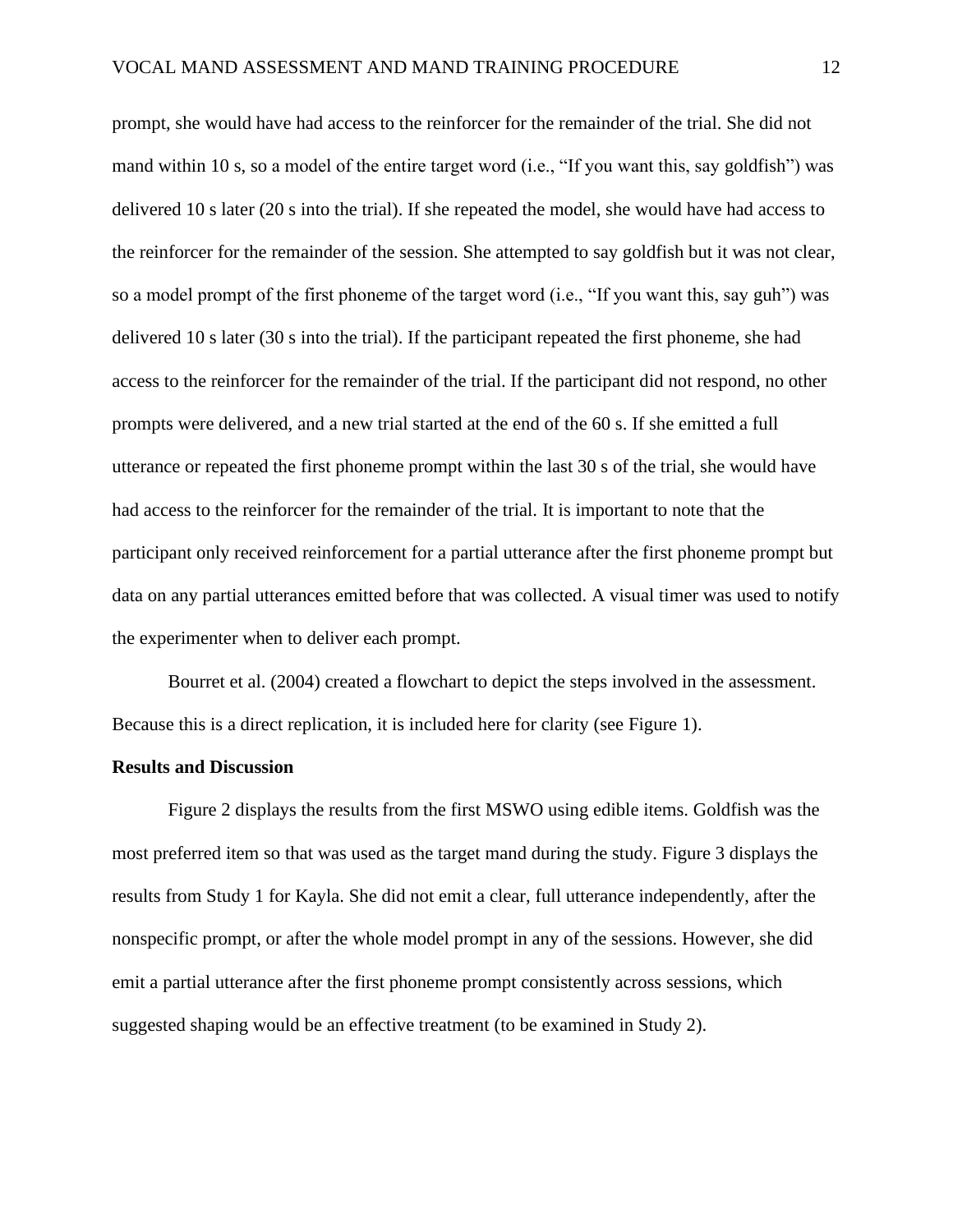prompt, she would have had access to the reinforcer for the remainder of the trial. She did not mand within 10 s, so a model of the entire target word (i.e., "If you want this, say goldfish") was delivered 10 s later (20 s into the trial). If she repeated the model, she would have had access to the reinforcer for the remainder of the session. She attempted to say goldfish but it was not clear, so a model prompt of the first phoneme of the target word (i.e., "If you want this, say guh") was delivered 10 s later (30 s into the trial). If the participant repeated the first phoneme, she had access to the reinforcer for the remainder of the trial. If the participant did not respond, no other prompts were delivered, and a new trial started at the end of the 60 s. If she emitted a full utterance or repeated the first phoneme prompt within the last 30 s of the trial, she would have had access to the reinforcer for the remainder of the trial. It is important to note that the participant only received reinforcement for a partial utterance after the first phoneme prompt but data on any partial utterances emitted before that was collected. A visual timer was used to notify the experimenter when to deliver each prompt.

Bourret et al. (2004) created a flowchart to depict the steps involved in the assessment. Because this is a direct replication, it is included here for clarity (see Figure 1).

**Results and Discussion**

Figure 2 displays the results from the first MSWO using edible items. Goldfish was the most preferred item so that was used as the target mand during the study. Figure 3 displays the results from Study 1 for Kayla. She did not emit a clear, full utterance independently, after the nonspecific prompt, or after the whole model prompt in any of the sessions. However, she did emit a partial utterance after the first phoneme prompt consistently across sessions, which suggested shaping would be an effective treatment (to be examined in Study 2).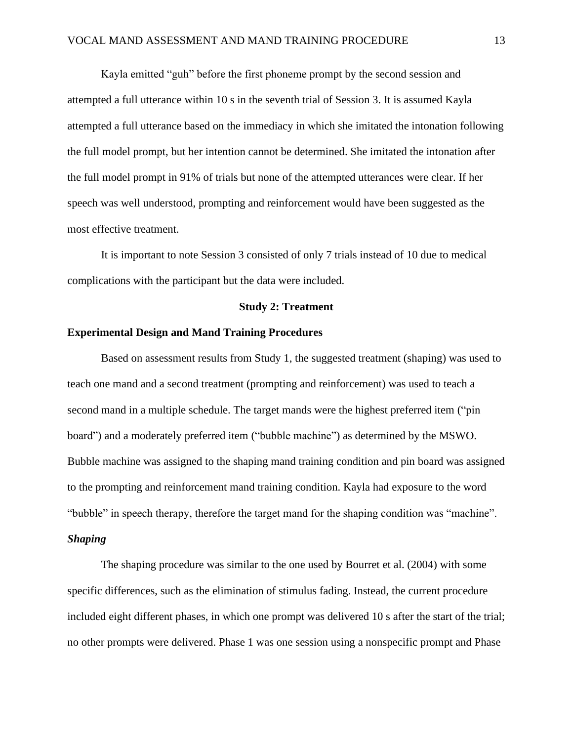Kayla emitted “guh” before the first phoneme prompt by the second session and attempted a full utterance within 10 s in the seventh trial of Session 3. It is assumed Kayla attempted a full utterance based on the immediacy in which she imitated the intonation following the full model prompt, but her intention cannot be determined. She imitated the intonation after the full model prompt in 91% of trials but none of the attempted utterances were clear. If her speech was well understood, prompting and reinforcement would have been suggested as the most effective treatment.

It is important to note Session 3 consisted of only 7 trials instead of 10 due to medical complications with the participant but the data were included.

## Study 2: Treatment

### Experimental Design and Mand Training Procedures

Based on assessment results from Study 1, the suggested treatment (shaping) was used to teach one mand and a second treatment (prompting and reinforcement) was used to teach a second mand in a multiple schedule. The target mands were the highest preferred item (“pin board”) and a moderately preferred item (“bubble machine”) as determined by the MSWO. Bubble machine was assigned to the shaping mand training condition and pin board was assigned to the prompting and reinforcement mand training condition. Kayla had exposure to the word “bubble” in speech therapy, therefore the target mand for the shaping condition was “machine”.

#### *Shaping*

The shaping procedure was similar to the one used by Bourret et al. (2004) with some specific differences, such as the elimination of stimulus fading. Instead, the current procedure included eight different phases, in which one prompt was delivered 10 s after the start of the trial; no other prompts were delivered. Phase 1 was one session using a nonspecific prompt and Phase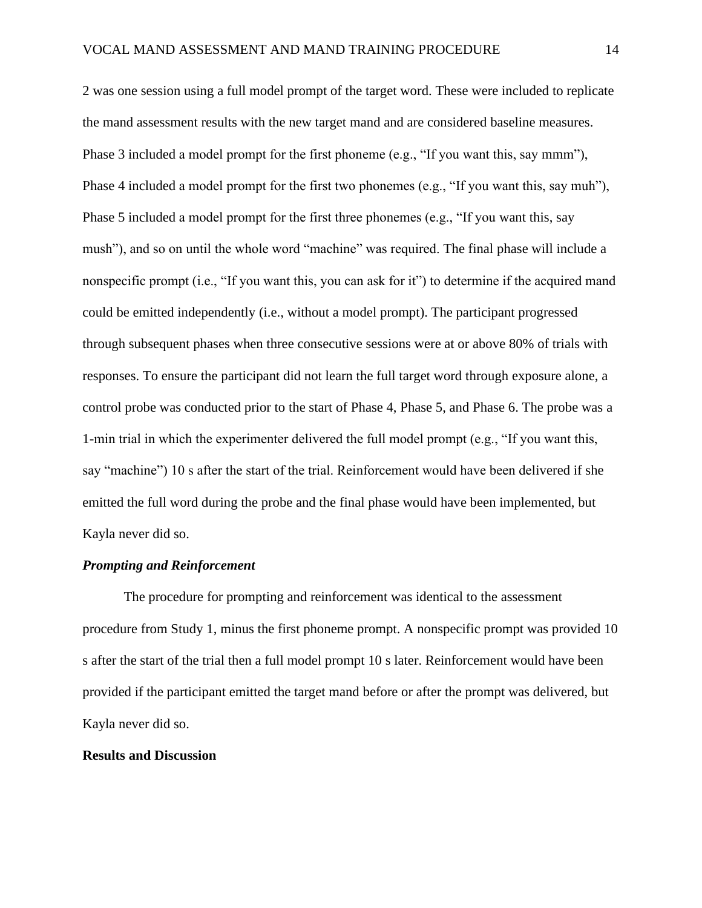2 was one session using a full model prompt of the target word. These were included to replicate the mand assessment results with the new target mand and are considered baseline measures. Phase 3 included a model prompt for the first phoneme (e.g., “If you want this, say mmm”), Phase 4 included a model prompt for the first two phonemes (e.g., “If you want this, say muh”), Phase 5 included a model prompt for the first three phonemes (e.g., “If you want this, say mush”), and so on until the whole word “machine” was required. The final phase will include a nonspecific prompt (i.e., “If you want this, you can ask for it”) to determine if the acquired mand could be emitted independently (i.e., without a model prompt). The participant progressed through subsequent phases when three consecutive sessions were at or above 80% of trials with responses. To ensure the participant did not learn the full target word through exposure alone, a control probe was conducted prior to the start of Phase 4, Phase 5, and Phase 6. The probe was a 1-min trial in which the experimenter delivered the full model prompt (e.g., “If you want this, say “machine”) 10 s after the start of the trial. Reinforcement would have been delivered if she emitted the full word during the probe and the final phase would have been implemented, but Kayla never did so.

### *Prompting and Reinforcement*

The procedure for prompting and reinforcement was identical to the assessment procedure from Study 1, minus the first phoneme prompt. A nonspecific prompt was provided 10 s after the start of the trial then a full model prompt 10 s later. Reinforcement would have been provided if the participant emitted the target mand before or after the prompt was delivered, but Kayla never did so.

## Results and Discussion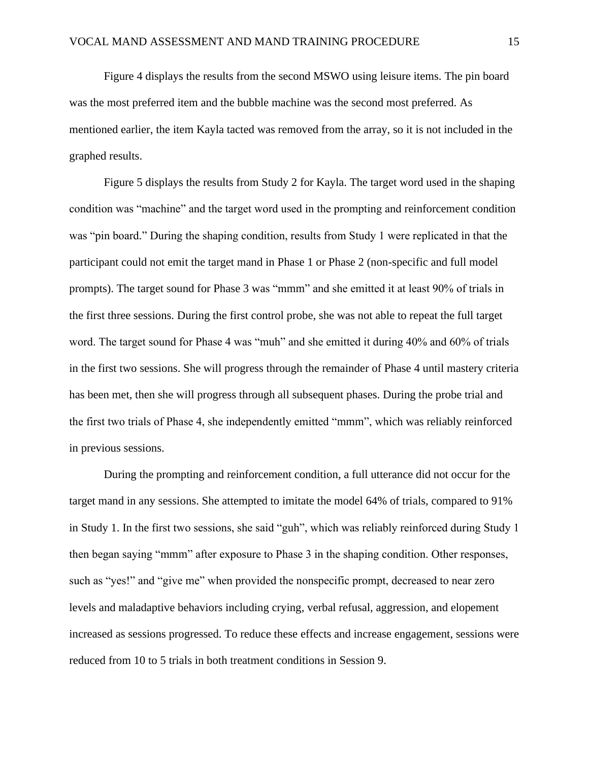Figure 4 displays the results from the second MSWO using leisure items. The pin board was the most preferred item and the bubble machine was the second most preferred. As mentioned earlier, the item Kayla tacted was removed from the array, so it is not included in the graphed results.

Figure 5 displays the results from Study 2 for Kayla. The target word used in the shaping condition was “machine” and the target word used in the prompting and reinforcement condition was “pin board.” During the shaping condition, results from Study 1 were replicated in that the participant could not emit the target mand in Phase 1 or Phase 2 (non-specific and full model prompts). The target sound for Phase 3 was “mmm” and she emitted it at least 90% of trials in the first three sessions. During the first control probe, she was not able to repeat the full target word. The target sound for Phase 4 was “muh” and she emitted it during 40% and 60% of trials in the first two sessions. She will progress through the remainder of Phase 4 until mastery criteria has been met, then she will progress through all subsequent phases. During the probe trial and the first two trials of Phase 4, she independently emitted “mmm”, which was reliably reinforced in previous sessions.

During the prompting and reinforcement condition, a full utterance did not occur for the target mand in any sessions. She attempted to imitate the model 64% of trials, compared to 91% in Study 1. In the first two sessions, she said “guh”, which was reliably reinforced during Study 1 then began saying “mmm” after exposure to Phase 3 in the shaping condition. Other responses, such as “yes!” and “give me” when provided the nonspecific prompt, decreased to near zero levels and maladaptive behaviors including crying, verbal refusal, aggression, and elopement increased as sessions progressed. To reduce these effects and increase engagement, sessions were reduced from 10 to 5 trials in both treatment conditions in Session 9.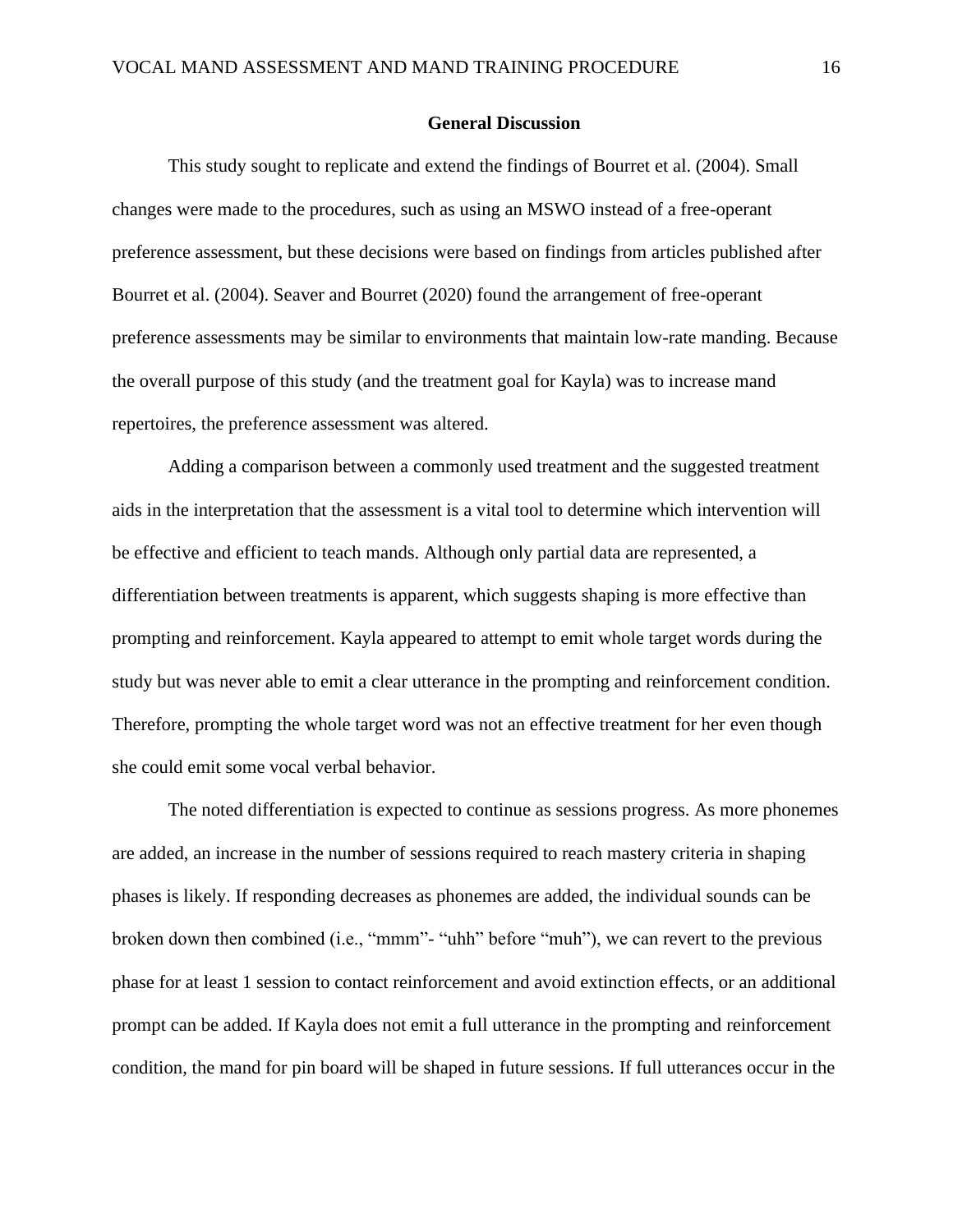## General Discussion

This study sought to replicate and extend the findings of Bourret et al. (2004). Small changes were made to the procedures, such as using an MSWO instead of a free-operant preference assessment, but these decisions were based on findings from articles published after Bourret et al. (2004). Seaver and Bourret (2020) found the arrangement of free-operant preference assessments may be similar to environments that maintain low-rate manding. Because the overall purpose of this study (and the treatment goal for Kayla) was to increase mand repertoires, the preference assessment was altered.

Adding a comparison between a commonly used treatment and the suggested treatment aids in the interpretation that the assessment is a vital tool to determine which intervention will be effective and efficient to teach mands. Although only partial data are represented, a differentiation between treatments is apparent, which suggests shaping is more effective than prompting and reinforcement. Kayla appeared to attempt to emit whole target words during the study but was never able to emit a clear utterance in the prompting and reinforcement condition. Therefore, prompting the whole target word was not an effective treatment for her even though she could emit some vocal verbal behavior.

The noted differentiation is expected to continue as sessions progress. As more phonemes are added, an increase in the number of sessions required to reach mastery criteria in shaping phases is likely. If responding decreases as phonemes are added, the individual sounds can be broken down then combined (i.e., "mmm"- "uhh" before "muh"), we can revert to the previous phase for at least 1 session to contact reinforcement and avoid extinction effects, or an additional prompt can be added. If Kayla does not emit a full utterance in the prompting and reinforcement condition, the mand for pin board will be shaped in future sessions. If full utterances occur in the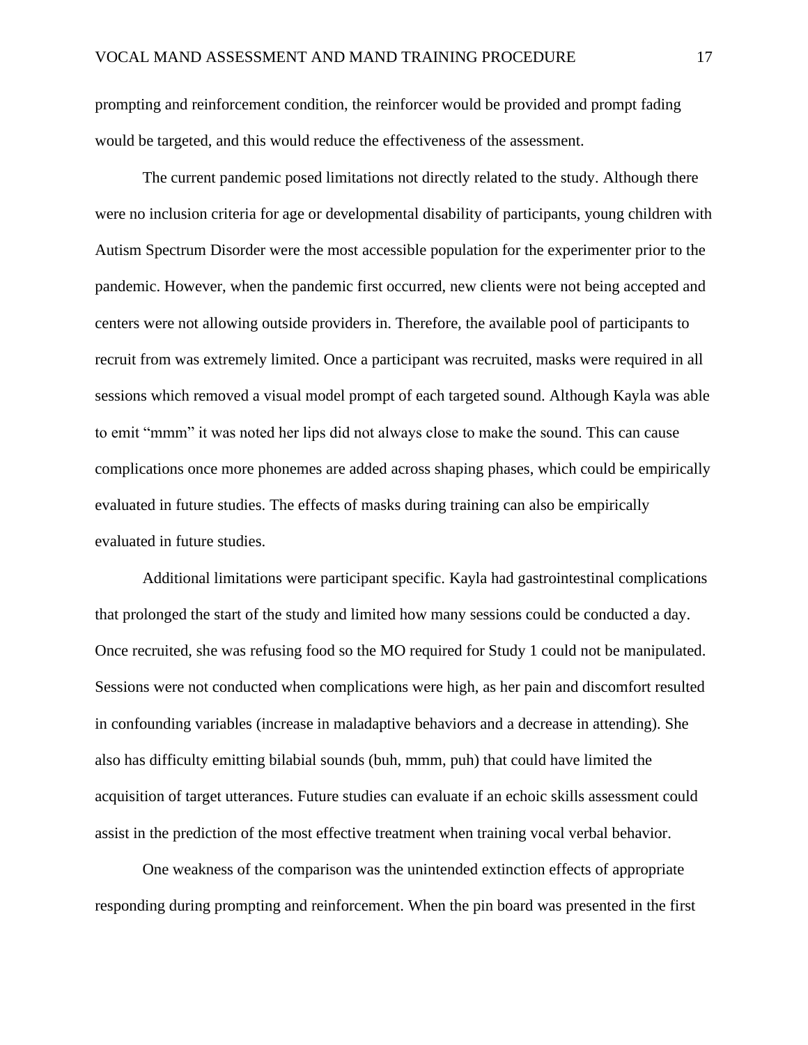prompting and reinforcement condition, the reinforcer would be provided and prompt fading would be targeted, and this would reduce the effectiveness of the assessment.

The current pandemic posed limitations not directly related to the study. Although there were no inclusion criteria for age or developmental disability of participants, young children with Autism Spectrum Disorder were the most accessible population for the experimenter prior to the pandemic. However, when the pandemic first occurred, new clients were not being accepted and centers were not allowing outside providers in. Therefore, the available pool of participants to recruit from was extremely limited. Once a participant was recruited, masks were required in all sessions which removed a visual model prompt of each targeted sound. Although Kayla was able to emit "mmm" it was noted her lips did not always close to make the sound. This can cause complications once more phonemes are added across shaping phases, which could be empirically evaluated in future studies. The effects of masks during training can also be empirically evaluated in future studies.

Additional limitations were participant specific. Kayla had gastrointestinal complications that prolonged the start of the study and limited how many sessions could be conducted a day. Once recruited, she was refusing food so the MO required for Study 1 could not be manipulated. Sessions were not conducted when complications were high, as her pain and discomfort resulted in confounding variables (increase in maladaptive behaviors and a decrease in attending). She also has difficulty emitting bilabial sounds (buh, mmm, puh) that could have limited the acquisition of target utterances. Future studies can evaluate if an echoic skills assessment could assist in the prediction of the most effective treatment when training vocal verbal behavior.

One weakness of the comparison was the unintended extinction effects of appropriate responding during prompting and reinforcement. When the pin board was presented in the first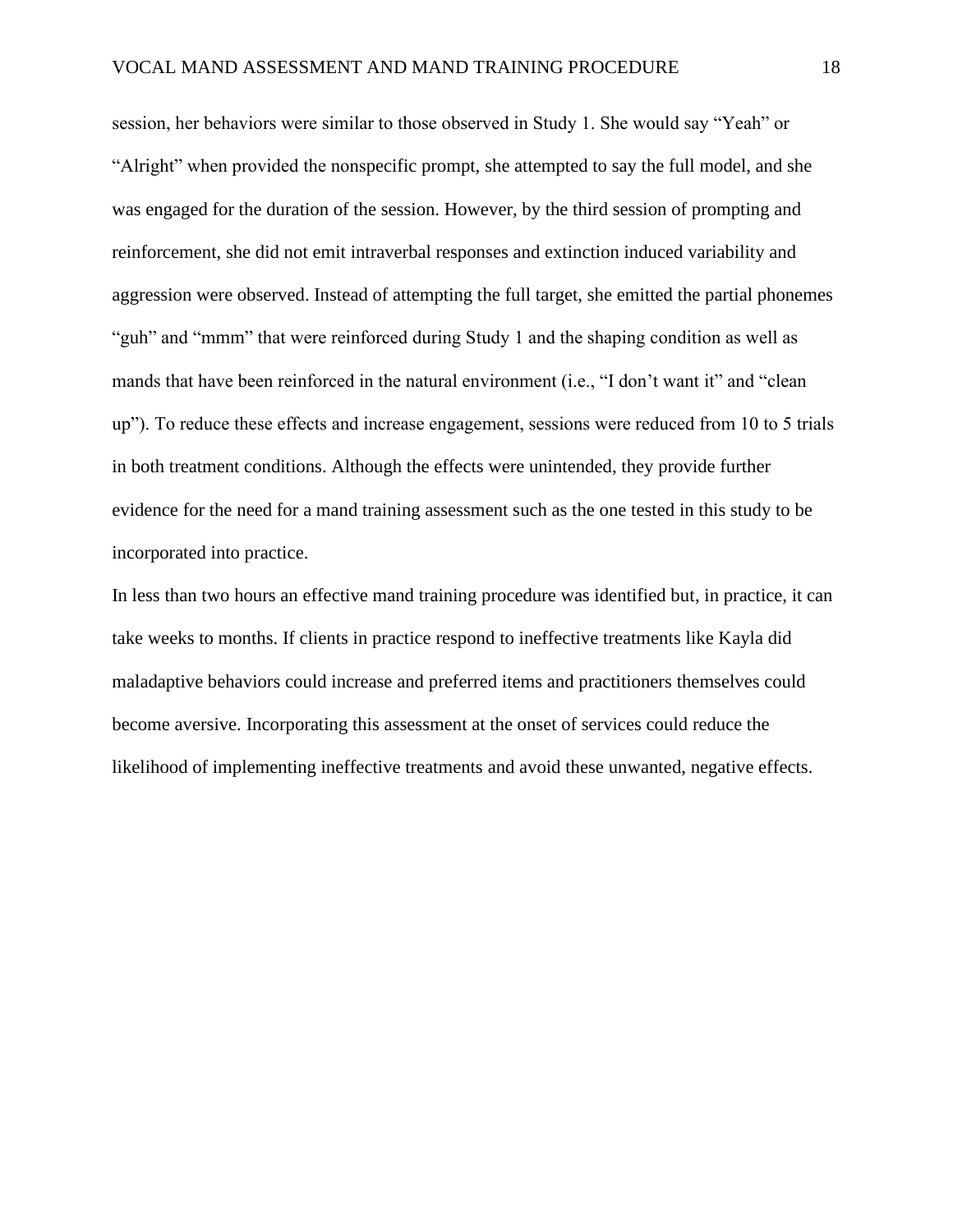session, her behaviors were similar to those observed in Study 1. She would say "Yeah" or "Alright" when provided the nonspecific prompt, she attempted to say the full model, and she was engaged for the duration of the session. However, by the third session of prompting and reinforcement, she did not emit intraverbal responses and extinction induced variability and aggression were observed. Instead of attempting the full target, she emitted the partial phonemes "guh" and "mmm" that were reinforced during Study 1 and the shaping condition as well as mands that have been reinforced in the natural environment (i.e., "I don't want it" and "clean up"). To reduce these effects and increase engagement, sessions were reduced from 10 to 5 trials in both treatment conditions. Although the effects were unintended, they provide further evidence for the need for a mand training assessment such as the one tested in this study to be incorporated into practice.

In less than two hours an effective mand training procedure was identified but, in practice, it can take weeks to months. If clients in practice respond to ineffective treatments like Kayla did maladaptive behaviors could increase and preferred items and practitioners themselves could become aversive. Incorporating this assessment at the onset of services could reduce the likelihood of implementing ineffective treatments and avoid these unwanted, negative effects.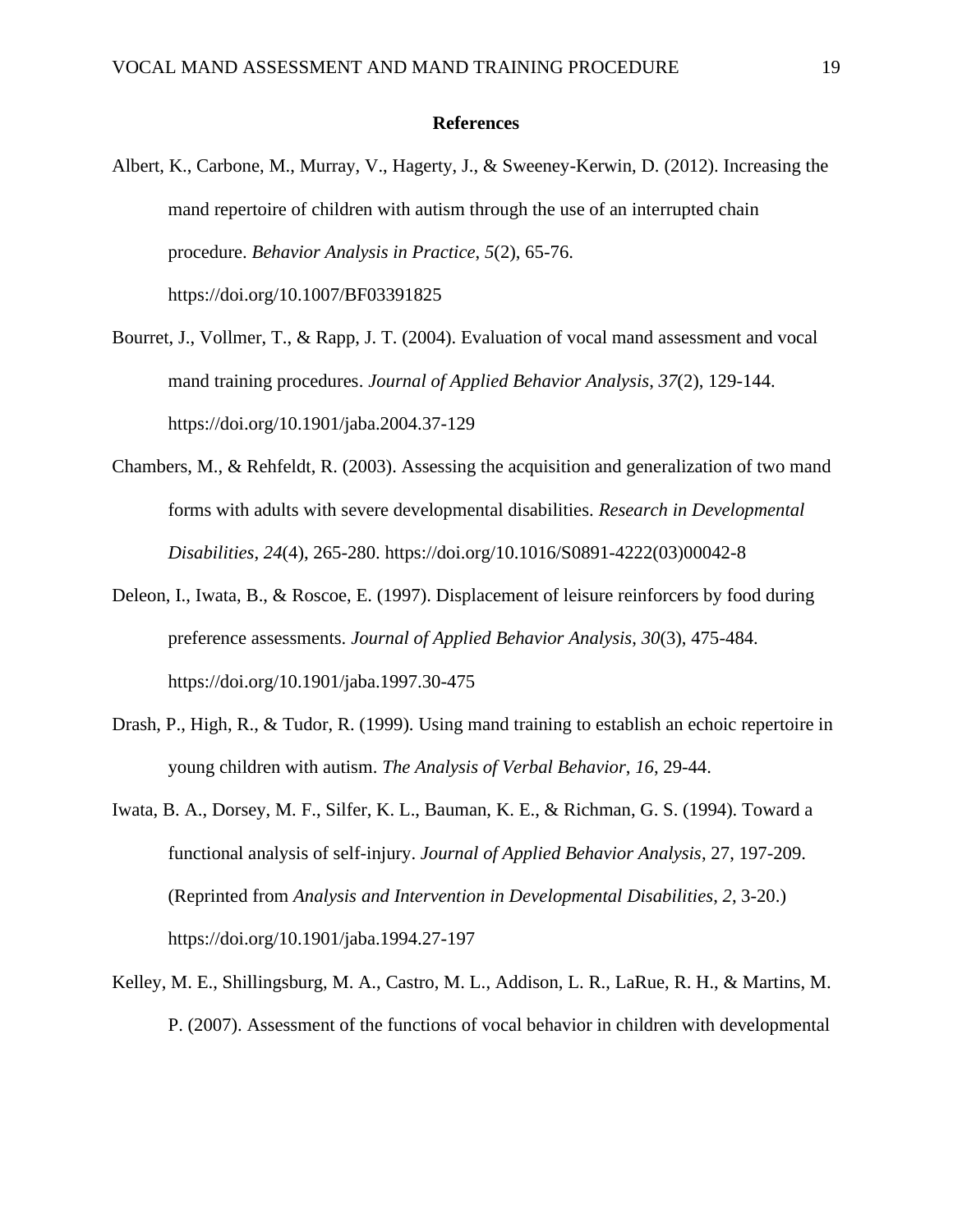# References

Albert, K., Carbone, M., Murray, V., Hagerty, J., & Sweeney-Kerwin, D. (2012). Increasing the mand repertoire of children with autism through the use of an interrupted chain procedure. *Behavior Analysis in Practice*, *5*(2), 65-76. https://doi.org/10.1007/BF03391825

Bourret, J., Vollmer, T., & Rapp, J. T. (2004). Evaluation of vocal mand assessment and vocal mand training procedures. *Journal of Applied Behavior Analysis*, *37*(2), 129-144. https://doi.org/10.1901/jaba.2004.37-129

Chambers, M., & Rehfeldt, R. (2003). Assessing the acquisition and generalization of two mand forms with adults with severe developmental disabilities. *Research in Developmental Disabilities*, *24*(4), 265-280. https://doi.org/10.1016/S0891-4222(03)00042-8

Deleon, I., Iwata, B., & Roscoe, E. (1997). Displacement of leisure reinforcers by food during preference assessments. *Journal of Applied Behavior Analysis*, *30*(3), 475-484. https://doi.org/10.1901/jaba.1997.30-475

Drash, P., High, R., & Tudor, R. (1999). Using mand training to establish an echoic repertoire in young children with autism. *The Analysis of Verbal Behavior*, *16*, 29-44.

Iwata, B. A., Dorsey, M. F., Silfer, K. L., Bauman, K. E., & Richman, G. S. (1994). Toward a functional analysis of self-injury. *Journal of Applied Behavior Analysis*, 27, 197-209. (Reprinted from *Analysis and Intervention in Developmental Disabilities*, *2*, 3-20.) https://doi.org/10.1901/jaba.1994.27-197

Kelley, M. E., Shillingsburg, M. A., Castro, M. L., Addison, L. R., LaRue, R. H., & Martins, M. P. (2007). Assessment of the functions of vocal behavior in children with developmental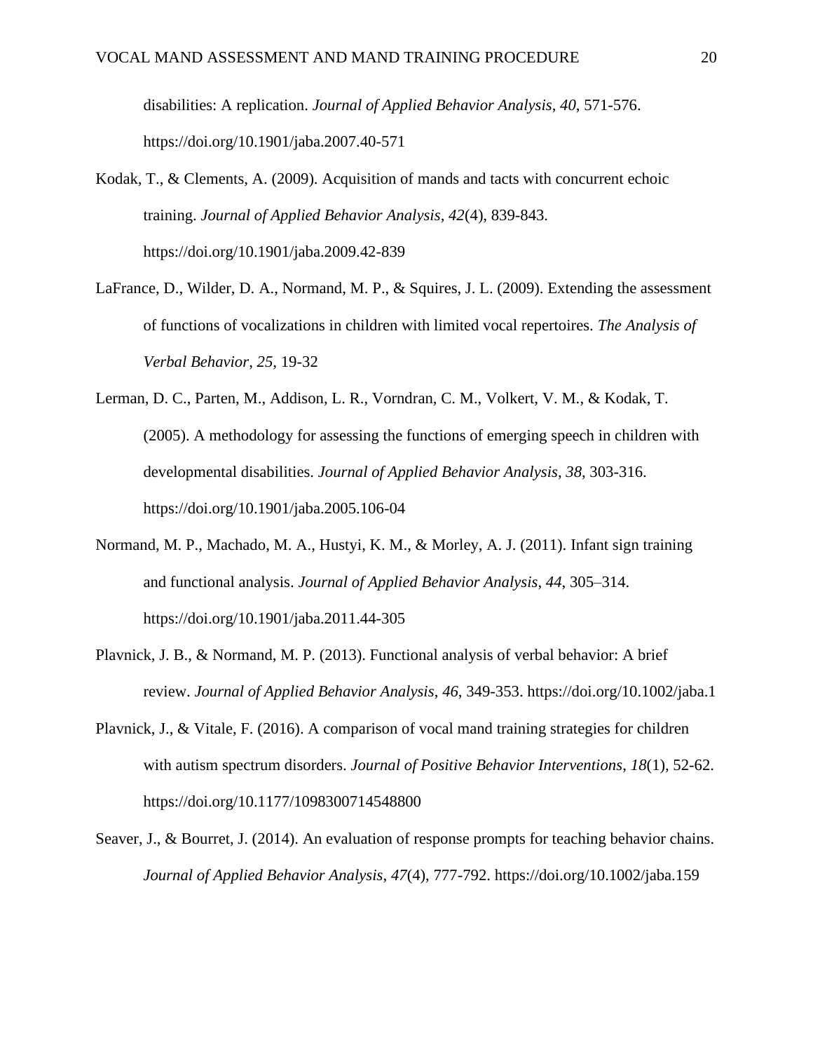disabilities: A replication. *Journal of Applied Behavior Analysis*, *40*, 571-576. https://doi.org/10.1901/jaba.2007.40-571

Kodak, T., & Clements, A. (2009). Acquisition of mands and tacts with concurrent echoic training. *Journal of Applied Behavior Analysis*, *42*(4), 839-843. https://doi.org/10.1901/jaba.2009.42-839

LaFrance, D., Wilder, D. A., Normand, M. P., & Squires, J. L. (2009). Extending the assessment of functions of vocalizations in children with limited vocal repertoires. *The Analysis of Verbal Behavior*, *25*, 19-32

Lerman, D. C., Parten, M., Addison, L. R., Vorndran, C. M., Volkert, V. M., & Kodak, T. (2005). A methodology for assessing the functions of emerging speech in children with developmental disabilities. *Journal of Applied Behavior Analysis*, *38*, 303-316. https://doi.org/10.1901/jaba.2005.106-04

Normand, M. P., Machado, M. A., Hustyi, K. M., & Morley, A. J. (2011). Infant sign training and functional analysis. *Journal of Applied Behavior Analysis*, *44*, 305–314. https://doi.org/10.1901/jaba.2011.44-305

Plavnick, J. B., & Normand, M. P. (2013). Functional analysis of verbal behavior: A brief review. *Journal of Applied Behavior Analysis*, *46*, 349-353. https://doi.org/10.1002/jaba.1

Plavnick, J., & Vitale, F. (2016). A comparison of vocal mand training strategies for children with autism spectrum disorders. *Journal of Positive Behavior Interventions*, *18*(1), 52-62. https://doi.org/10.1177/1098300714548800

Seaver, J., & Bourret, J. (2014). An evaluation of response prompts for teaching behavior chains. *Journal of Applied Behavior Analysis*, *47*(4), 777-792. https://doi.org/10.1002/jaba.159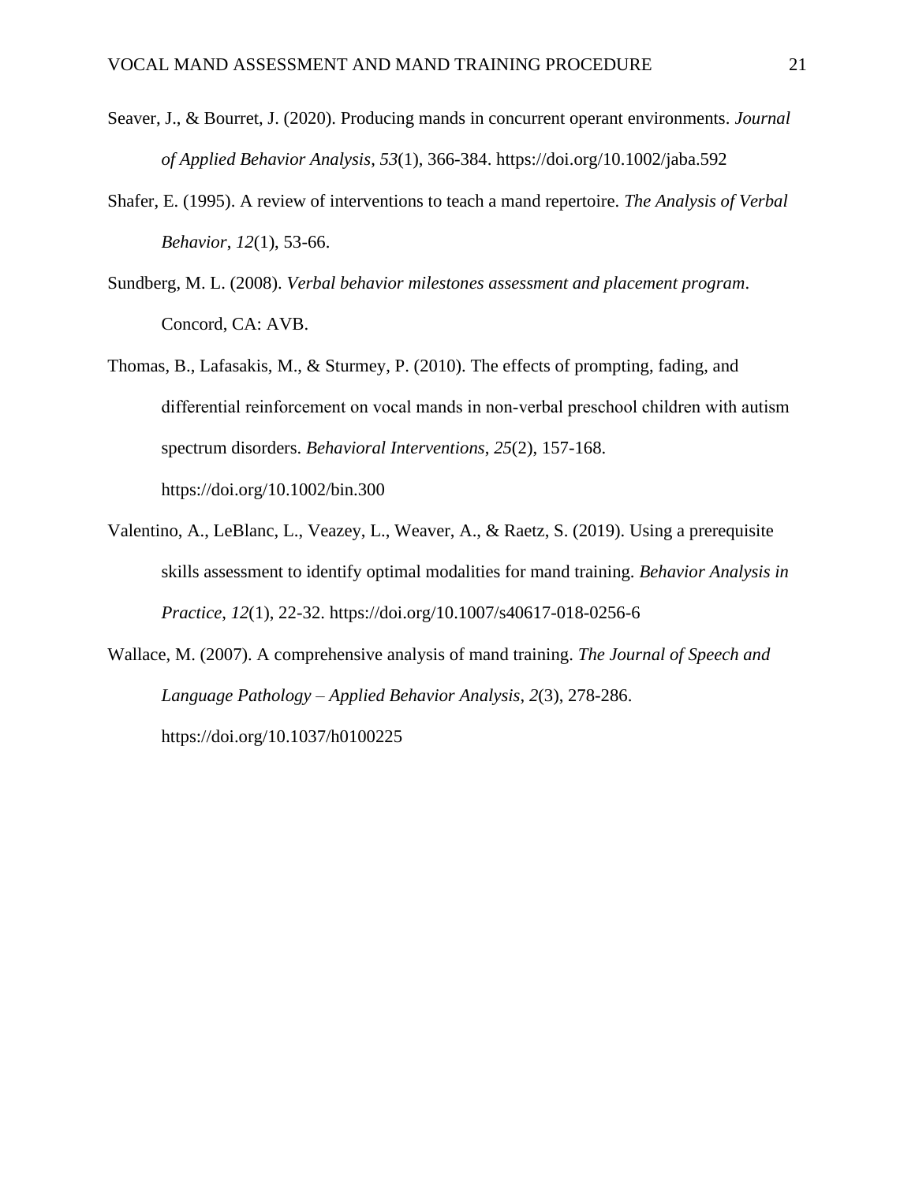Seaver, J., & Bourret, J. (2020). Producing mands in concurrent operant environments. *Journal of Applied Behavior Analysis*, *53*(1), 366-384. https://doi.org/10.1002/jaba.592

Shafer, E. (1995). A review of interventions to teach a mand repertoire. *The Analysis of Verbal Behavior*, *12*(1), 53-66.

Sundberg, M. L. (2008). *Verbal behavior milestones assessment and placement program*. Concord, CA: AVB.

Thomas, B., Lafasakis, M., & Sturmey, P. (2010). The effects of prompting, fading, and differential reinforcement on vocal mands in non-verbal preschool children with autism spectrum disorders. *Behavioral Interventions*, *25*(2), 157-168. https://doi.org/10.1002/bin.300

Valentino, A., LeBlanc, L., Veazey, L., Weaver, A., & Raetz, S. (2019). Using a prerequisite skills assessment to identify optimal modalities for mand training. *Behavior Analysis in Practice*, *12*(1), 22-32. https://doi.org/10.1007/s40617-018-0256-6

Wallace, M. (2007). A comprehensive analysis of mand training. *The Journal of Speech and Language Pathology – Applied Behavior Analysis*, *2*(3), 278-286. https://doi.org/10.1037/h0100225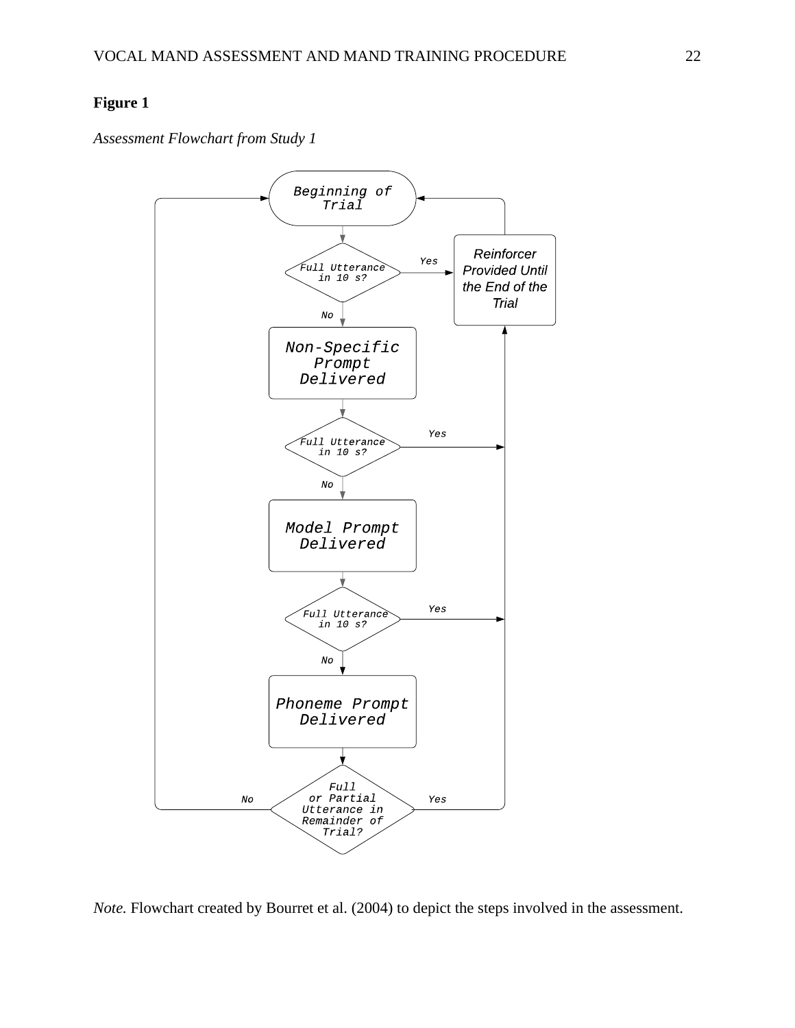**Figure 1**

*Assessment Flowchart from Study 1*

Beginning of Trial

Full Utterance in 10 s?

Yes

Reinforcer Provided Until the End of the Trial

No

Non-Specific Prompt Delivered

Full Utterance in 10 s?

Yes

No

Model Prompt Delivered

Full Utterance in 10 s?

Yes

No

Phoneme Prompt Delivered

Full or Partial Utterance in Remainder of Trial?

No

Yes

*Note.* Flowchart created by Bourret et al. (2004) to depict the steps involved in the assessment.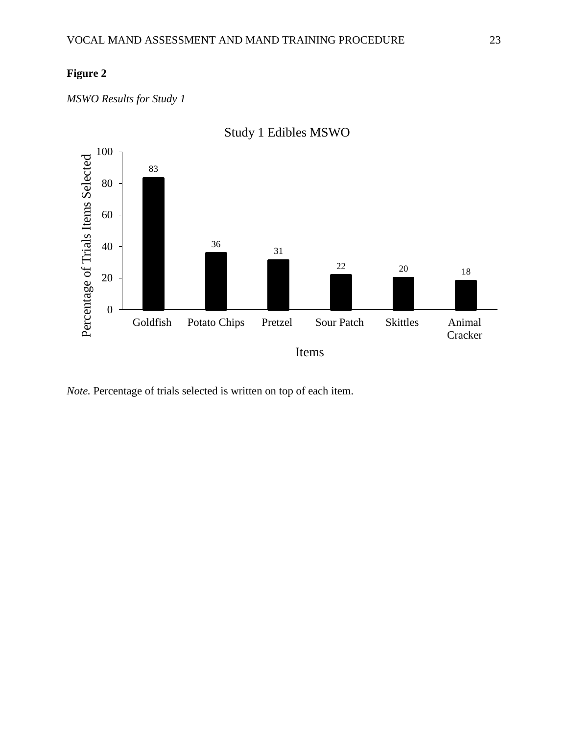**Figure 2**

*MSWO Results for Study 1*

| Items | Percentage of Trials Items Selected |
| --- | --- |
| Goldfish | 83 |
| Potato Chips | 36 |
| Pretzel | 31 |
| Sour Patch | 22 |
| Skittles | 20 |
| Animal Cracker | 18 |

*Note.* Percentage of trials selected is written on top of each item.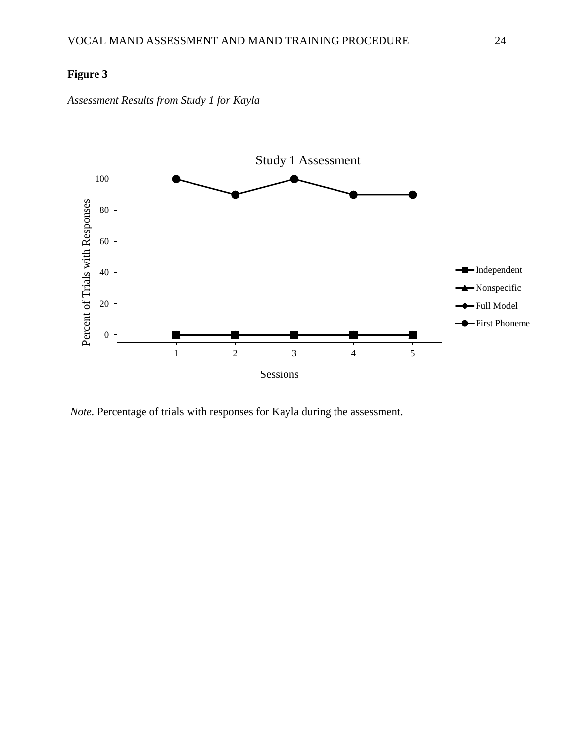**Figure 3**

*Assessment Results from Study 1 for Kayla*

Study 1 Assessment

*Note.* Percentage of trials with responses for Kayla during the assessment.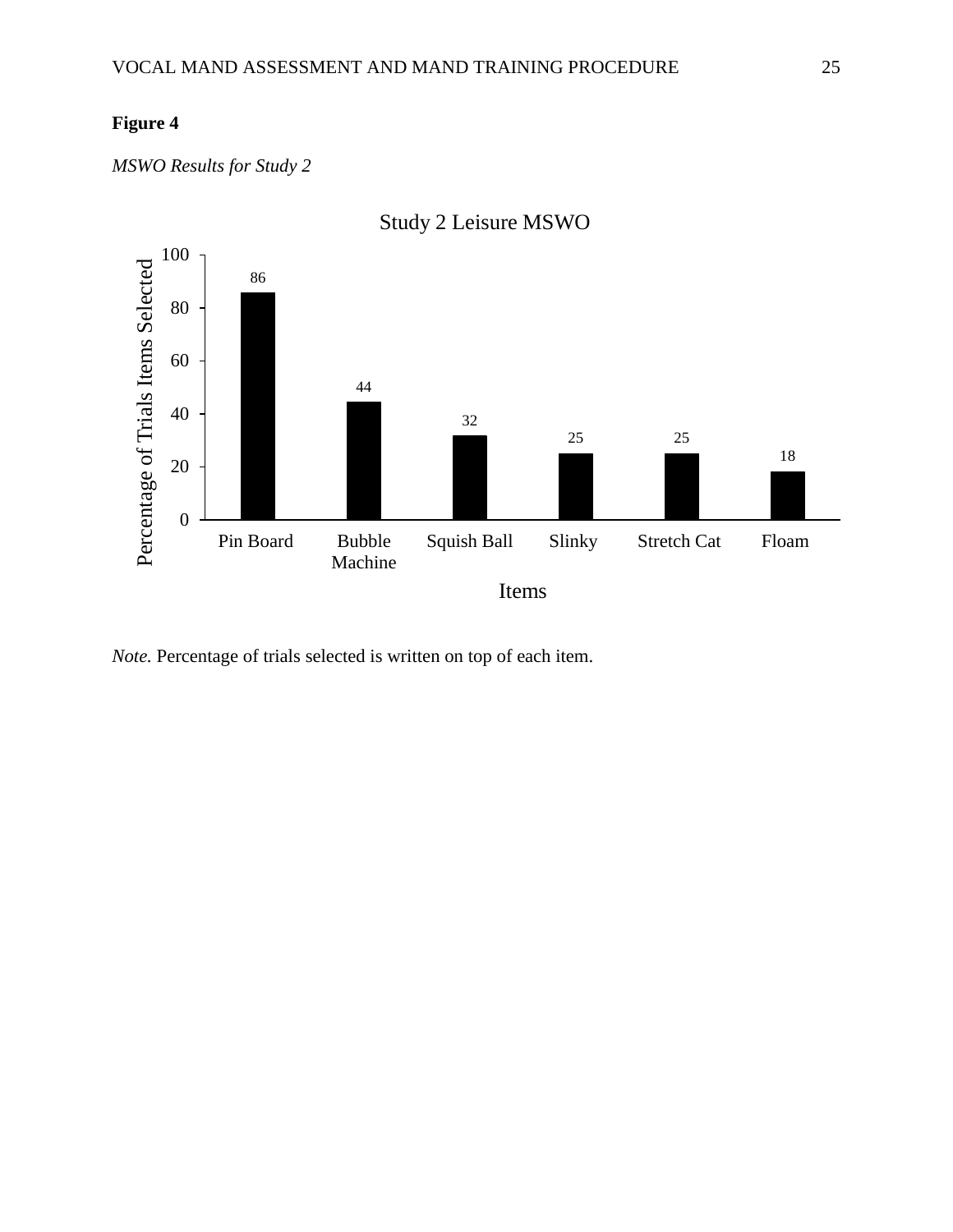**Figure 4**

*MSWO Results for Study 2*

Study 2 Leisure MSWO

| Items | Percentage of Trials Items Selected |
|---|---|
| Pin Board | 86 |
| Bubble Machine | 44 |
| Squish Ball | 32 |
| Slinky | 25 |
| Stretch Cat | 25 |
| Floam | 18 |

*Note.* Percentage of trials selected is written on top of each item.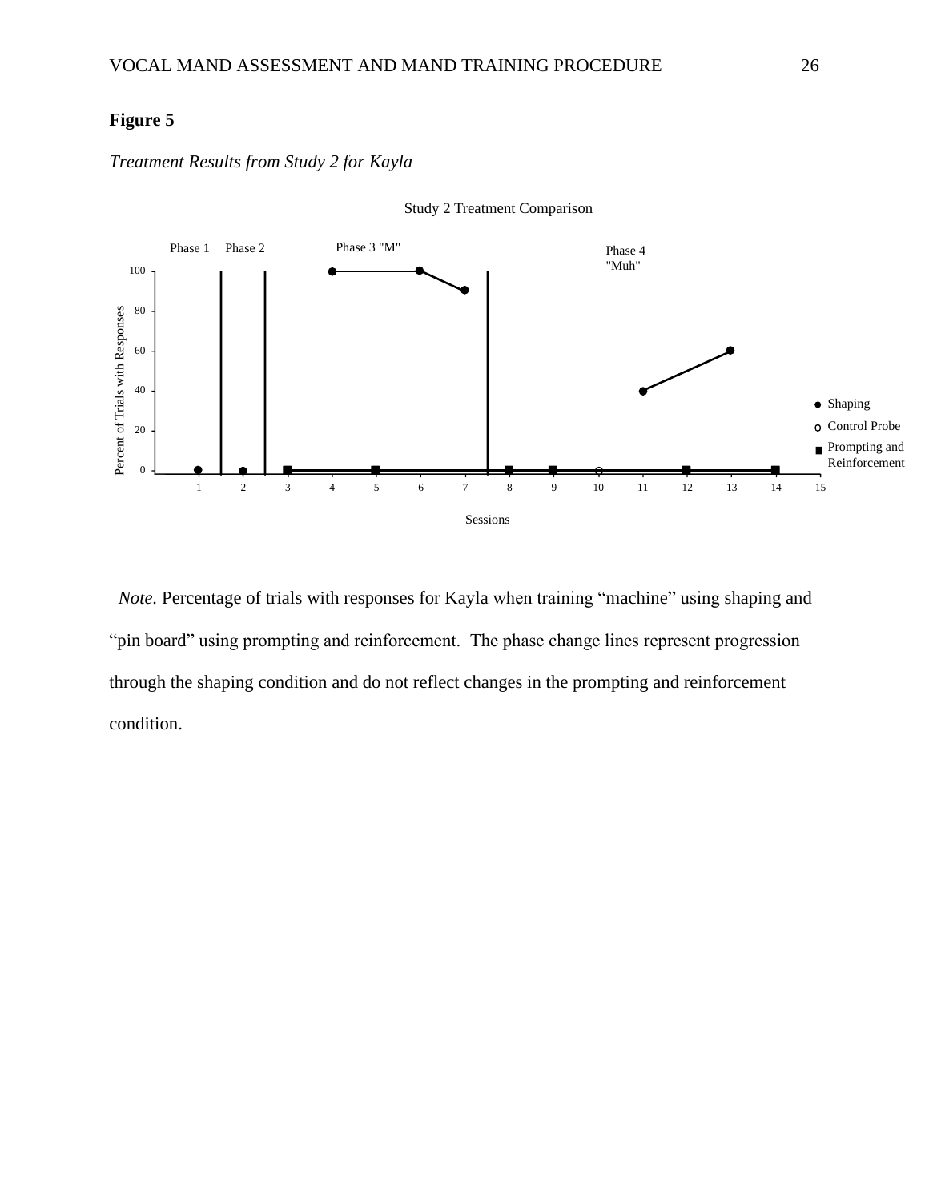**Figure 5**

*Treatment Results from Study 2 for Kayla*

Study 2 Treatment Comparison

Phase 1

Phase 2

Phase 3 "M"

Phase 4 "Muh"

Percent of Trials with Responses

100

80

60

40

20

0

1 2 3 4 5 6 7 8 9 10 11 12 13 14 15

Sessions

Shaping

Control Probe

Prompting and Reinforcement

*Note.* Percentage of trials with responses for Kayla when training “machine” using shaping and “pin board” using prompting and reinforcement. The phase change lines represent progression through the shaping condition and do not reflect changes in the prompting and reinforcement condition.